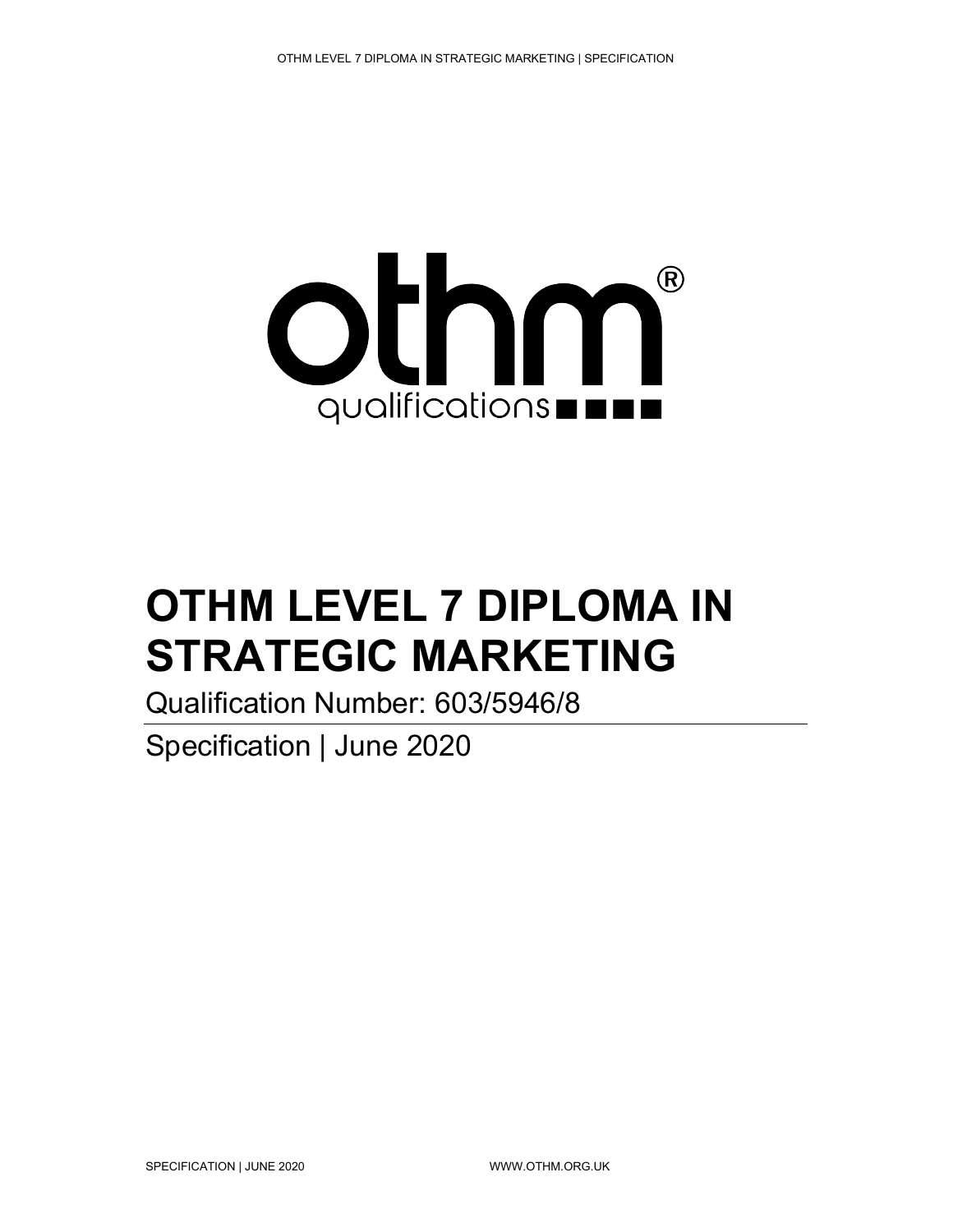# OTHM LEVEL 7 DIPLOMA IN STRATEGIC MARKETING

Qualification Number: 603/5946/8

Specification | June 2020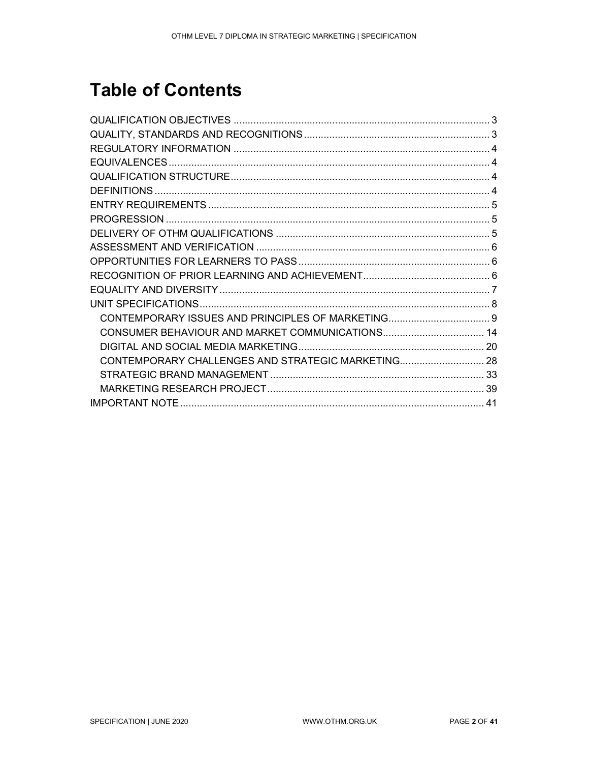# Table of Contents

QUALIFICATION OBJECTIVES ........................................................................................... 3
QUALITY, STANDARDS AND RECOGNITIONS .................................................................. 3
REGULATORY INFORMATION ........................................................................................... 4
EQUIVALENCES ................................................................................................................. 4
QUALIFICATION STRUCTURE ........................................................................................... 4
DEFINITIONS ...................................................................................................................... 4
ENTRY REQUIREMENTS ................................................................................................... 5
PROGRESSION .................................................................................................................. 5
DELIVERY OF OTHM QUALIFICATIONS ............................................................................ 5
ASSESSMENT AND VERIFICATION ................................................................................... 6
OPPORTUNITIES FOR LEARNERS TO PASS .................................................................... 6
RECOGNITION OF PRIOR LEARNING AND ACHIEVEMENT ............................................. 6
EQUALITY AND DIVERSITY ................................................................................................ 7
UNIT SPECIFICATIONS ....................................................................................................... 8
- CONTEMPORARY ISSUES AND PRINCIPLES OF MARKETING .................................... 9
- CONSUMER BEHAVIOUR AND MARKET COMMUNICATIONS .................................... 14
- DIGITAL AND SOCIAL MEDIA MARKETING .................................................................. 20
- CONTEMPORARY CHALLENGES AND STRATEGIC MARKETING .............................. 28
- STRATEGIC BRAND MANAGEMENT ............................................................................ 33
- MARKETING RESEARCH PROJECT ............................................................................. 39

IMPORTANT NOTE ............................................................................................................ 41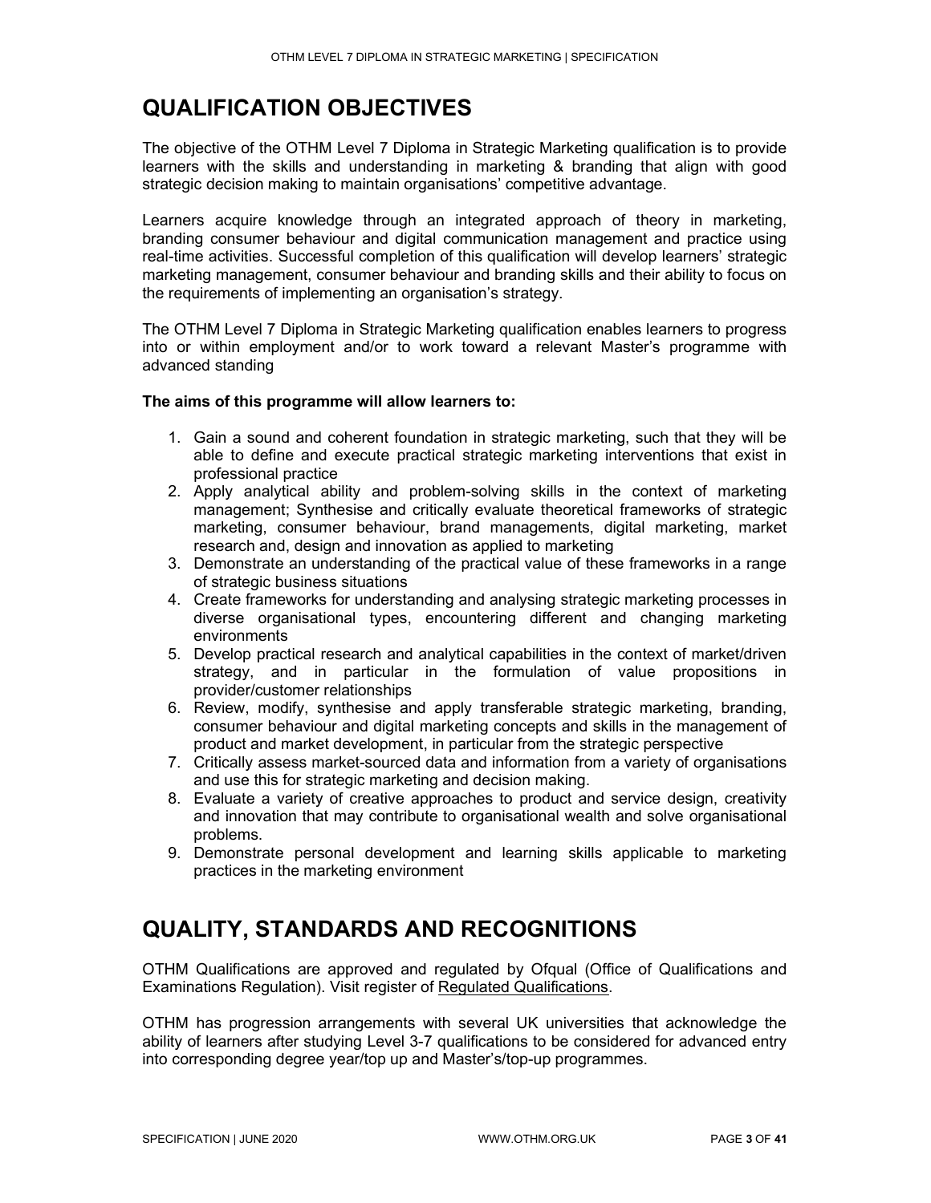# QUALIFICATION OBJECTIVES

The objective of the OTHM Level 7 Diploma in Strategic Marketing qualification is to provide learners with the skills and understanding in marketing & branding that align with good strategic decision making to maintain organisations' competitive advantage.

Learners acquire knowledge through an integrated approach of theory in marketing, branding consumer behaviour and digital communication management and practice using real-time activities. Successful completion of this qualification will develop learners' strategic marketing management, consumer behaviour and branding skills and their ability to focus on the requirements of implementing an organisation's strategy.

The OTHM Level 7 Diploma in Strategic Marketing qualification enables learners to progress into or within employment and/or to work toward a relevant Master's programme with advanced standing

**The aims of this programme will allow learners to:**

1. Gain a sound and coherent foundation in strategic marketing, such that they will be able to define and execute practical strategic marketing interventions that exist in professional practice
2. Apply analytical ability and problem-solving skills in the context of marketing management; Synthesise and critically evaluate theoretical frameworks of strategic marketing, consumer behaviour, brand managements, digital marketing, market research and, design and innovation as applied to marketing
3. Demonstrate an understanding of the practical value of these frameworks in a range of strategic business situations
4. Create frameworks for understanding and analysing strategic marketing processes in diverse organisational types, encountering different and changing marketing environments
5. Develop practical research and analytical capabilities in the context of market/driven strategy, and in particular in the formulation of value propositions in provider/customer relationships
6. Review, modify, synthesise and apply transferable strategic marketing, branding, consumer behaviour and digital marketing concepts and skills in the management of product and market development, in particular from the strategic perspective
7. Critically assess market-sourced data and information from a variety of organisations and use this for strategic marketing and decision making.
8. Evaluate a variety of creative approaches to product and service design, creativity and innovation that may contribute to organisational wealth and solve organisational problems.
9. Demonstrate personal development and learning skills applicable to marketing practices in the marketing environment

# QUALITY, STANDARDS AND RECOGNITIONS

OTHM Qualifications are approved and regulated by Ofqual (Office of Qualifications and Examinations Regulation). Visit register of Regulated Qualifications.

OTHM has progression arrangements with several UK universities that acknowledge the ability of learners after studying Level 3-7 qualifications to be considered for advanced entry into corresponding degree year/top up and Master's/top-up programmes.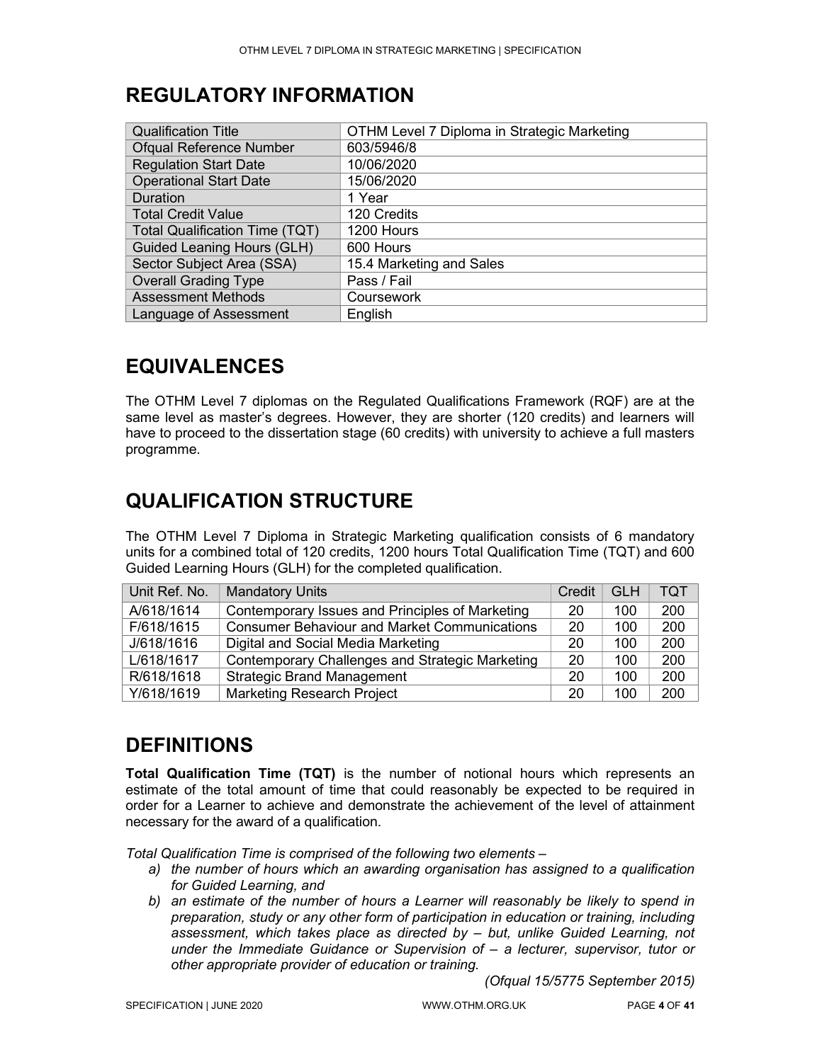# REGULATORY INFORMATION

| Qualification Title | OTHM Level 7 Diploma in Strategic Marketing |
|---|---|
| Ofqual Reference Number | 603/5946/8 |
| Regulation Start Date | 10/06/2020 |
| Operational Start Date | 15/06/2020 |
| Duration | 1 Year |
| Total Credit Value | 120 Credits |
| Total Qualification Time (TQT) | 1200 Hours |
| Guided Leaning Hours (GLH) | 600 Hours |
| Sector Subject Area (SSA) | 15.4 Marketing and Sales |
| Overall Grading Type | Pass / Fail |
| Assessment Methods | Coursework |
| Language of Assessment | English |

# EQUIVALENCES

The OTHM Level 7 diplomas on the Regulated Qualifications Framework (RQF) are at the same level as master's degrees. However, they are shorter (120 credits) and learners will have to proceed to the dissertation stage (60 credits) with university to achieve a full masters programme.

# QUALIFICATION STRUCTURE

The OTHM Level 7 Diploma in Strategic Marketing qualification consists of 6 mandatory units for a combined total of 120 credits, 1200 hours Total Qualification Time (TQT) and 600 Guided Learning Hours (GLH) for the completed qualification.

| Unit Ref. No. | Mandatory Units | Credit | GLH | TQT |
|---|---|---|---|---|
| A/618/1614 | Contemporary Issues and Principles of Marketing | 20 | 100 | 200 |
| F/618/1615 | Consumer Behaviour and Market Communications | 20 | 100 | 200 |
| J/618/1616 | Digital and Social Media Marketing | 20 | 100 | 200 |
| L/618/1617 | Contemporary Challenges and Strategic Marketing | 20 | 100 | 200 |
| R/618/1618 | Strategic Brand Management | 20 | 100 | 200 |
| Y/618/1619 | Marketing Research Project | 20 | 100 | 200 |

# DEFINITIONS

**Total Qualification Time (TQT)** is the number of notional hours which represents an estimate of the total amount of time that could reasonably be expected to be required in order for a Learner to achieve and demonstrate the achievement of the level of attainment necessary for the award of a qualification.

*Total Qualification Time is comprised of the following two elements –*

*a) the number of hours which an awarding organisation has assigned to a qualification for Guided Learning, and*

*b) an estimate of the number of hours a Learner will reasonably be likely to spend in preparation, study or any other form of participation in education or training, including assessment, which takes place as directed by – but, unlike Guided Learning, not under the Immediate Guidance or Supervision of – a lecturer, supervisor, tutor or other appropriate provider of education or training.*

*(Ofqual 15/5775 September 2015)*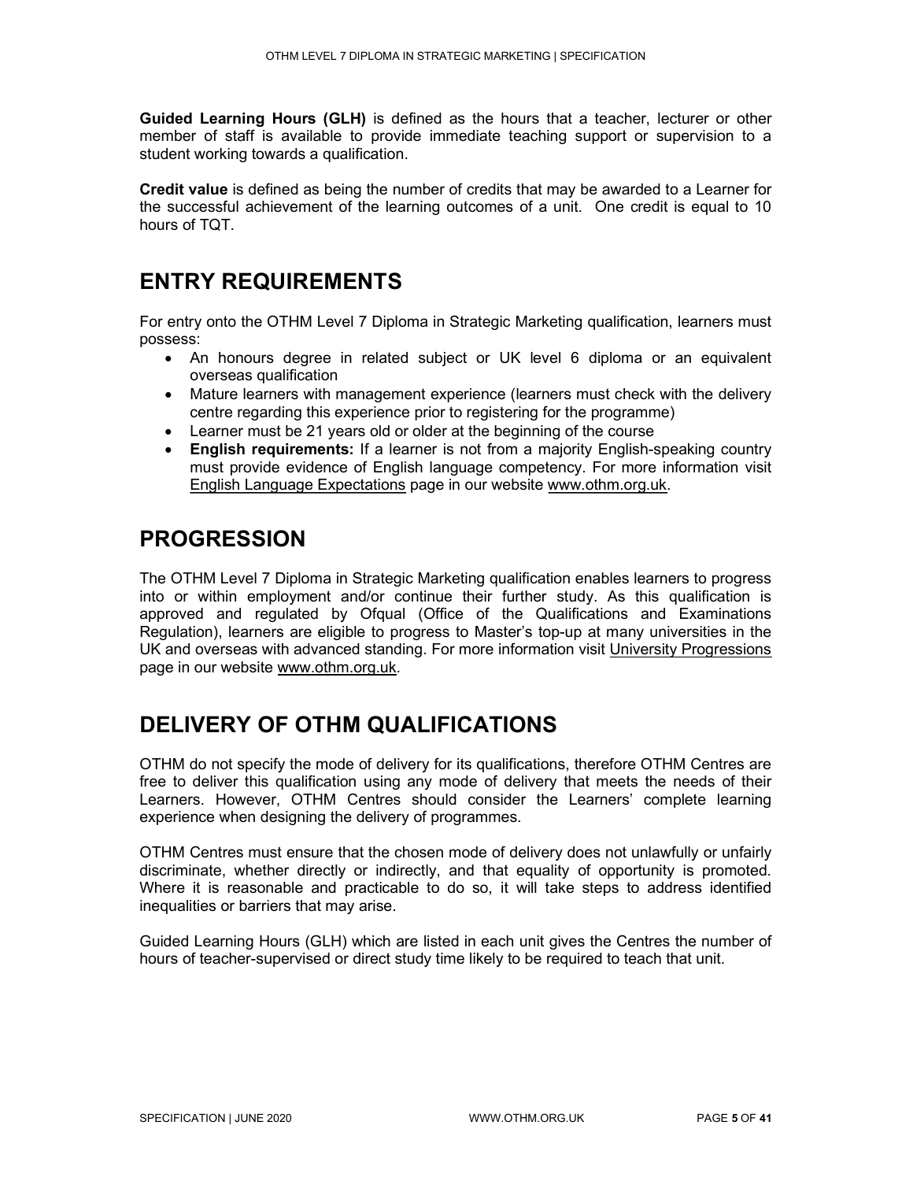**Guided Learning Hours (GLH)** is defined as the hours that a teacher, lecturer or other member of staff is available to provide immediate teaching support or supervision to a student working towards a qualification.

**Credit value** is defined as being the number of credits that may be awarded to a Learner for the successful achievement of the learning outcomes of a unit. One credit is equal to 10 hours of TQT.

## ENTRY REQUIREMENTS

For entry onto the OTHM Level 7 Diploma in Strategic Marketing qualification, learners must possess:

- An honours degree in related subject or UK level 6 diploma or an equivalent overseas qualification
- Mature learners with management experience (learners must check with the delivery centre regarding this experience prior to registering for the programme)
- Learner must be 21 years old or older at the beginning of the course
- **English requirements:** If a learner is not from a majority English-speaking country must provide evidence of English language competency. For more information visit English Language Expectations page in our website www.othm.org.uk.

## PROGRESSION

The OTHM Level 7 Diploma in Strategic Marketing qualification enables learners to progress into or within employment and/or continue their further study. As this qualification is approved and regulated by Ofqual (Office of the Qualifications and Examinations Regulation), learners are eligible to progress to Master's top-up at many universities in the UK and overseas with advanced standing. For more information visit University Progressions page in our website www.othm.org.uk.

## DELIVERY OF OTHM QUALIFICATIONS

OTHM do not specify the mode of delivery for its qualifications, therefore OTHM Centres are free to deliver this qualification using any mode of delivery that meets the needs of their Learners. However, OTHM Centres should consider the Learners' complete learning experience when designing the delivery of programmes.

OTHM Centres must ensure that the chosen mode of delivery does not unlawfully or unfairly discriminate, whether directly or indirectly, and that equality of opportunity is promoted. Where it is reasonable and practicable to do so, it will take steps to address identified inequalities or barriers that may arise.

Guided Learning Hours (GLH) which are listed in each unit gives the Centres the number of hours of teacher-supervised or direct study time likely to be required to teach that unit.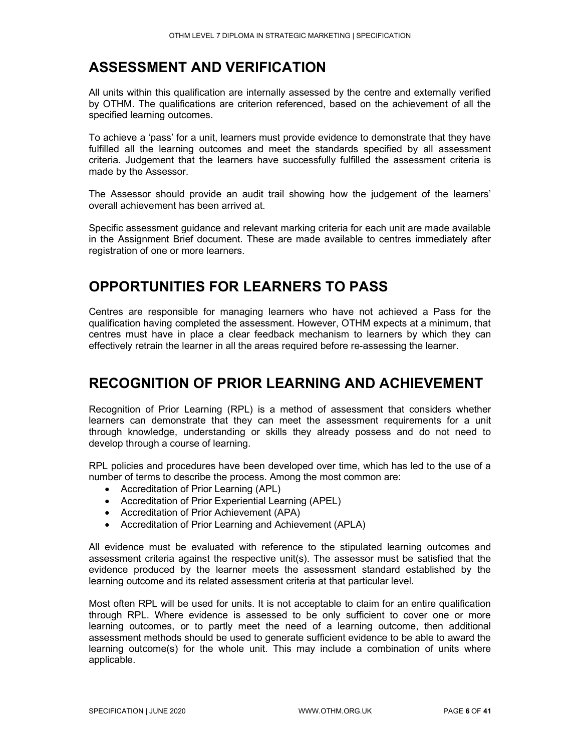## ASSESSMENT AND VERIFICATION

All units within this qualification are internally assessed by the centre and externally verified by OTHM. The qualifications are criterion referenced, based on the achievement of all the specified learning outcomes.

To achieve a 'pass' for a unit, learners must provide evidence to demonstrate that they have fulfilled all the learning outcomes and meet the standards specified by all assessment criteria. Judgement that the learners have successfully fulfilled the assessment criteria is made by the Assessor.

The Assessor should provide an audit trail showing how the judgement of the learners' overall achievement has been arrived at.

Specific assessment guidance and relevant marking criteria for each unit are made available in the Assignment Brief document. These are made available to centres immediately after registration of one or more learners.

## OPPORTUNITIES FOR LEARNERS TO PASS

Centres are responsible for managing learners who have not achieved a Pass for the qualification having completed the assessment. However, OTHM expects at a minimum, that centres must have in place a clear feedback mechanism to learners by which they can effectively retrain the learner in all the areas required before re-assessing the learner.

## RECOGNITION OF PRIOR LEARNING AND ACHIEVEMENT

Recognition of Prior Learning (RPL) is a method of assessment that considers whether learners can demonstrate that they can meet the assessment requirements for a unit through knowledge, understanding or skills they already possess and do not need to develop through a course of learning.

RPL policies and procedures have been developed over time, which has led to the use of a number of terms to describe the process. Among the most common are:

- Accreditation of Prior Learning (APL)
- Accreditation of Prior Experiential Learning (APEL)
- Accreditation of Prior Achievement (APA)
- Accreditation of Prior Learning and Achievement (APLA)

All evidence must be evaluated with reference to the stipulated learning outcomes and assessment criteria against the respective unit(s). The assessor must be satisfied that the evidence produced by the learner meets the assessment standard established by the learning outcome and its related assessment criteria at that particular level.

Most often RPL will be used for units. It is not acceptable to claim for an entire qualification through RPL. Where evidence is assessed to be only sufficient to cover one or more learning outcomes, or to partly meet the need of a learning outcome, then additional assessment methods should be used to generate sufficient evidence to be able to award the learning outcome(s) for the whole unit. This may include a combination of units where applicable.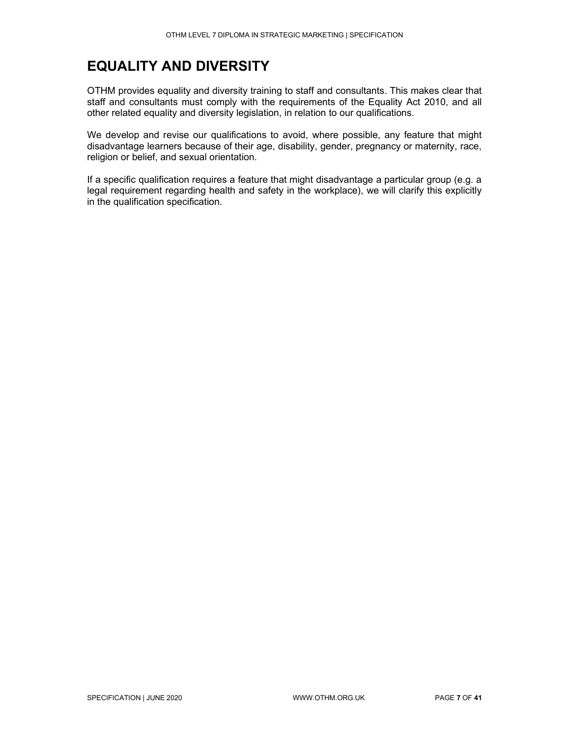# EQUALITY AND DIVERSITY

OTHM provides equality and diversity training to staff and consultants. This makes clear that staff and consultants must comply with the requirements of the Equality Act 2010, and all other related equality and diversity legislation, in relation to our qualifications.

We develop and revise our qualifications to avoid, where possible, any feature that might disadvantage learners because of their age, disability, gender, pregnancy or maternity, race, religion or belief, and sexual orientation.

If a specific qualification requires a feature that might disadvantage a particular group (e.g. a legal requirement regarding health and safety in the workplace), we will clarify this explicitly in the qualification specification.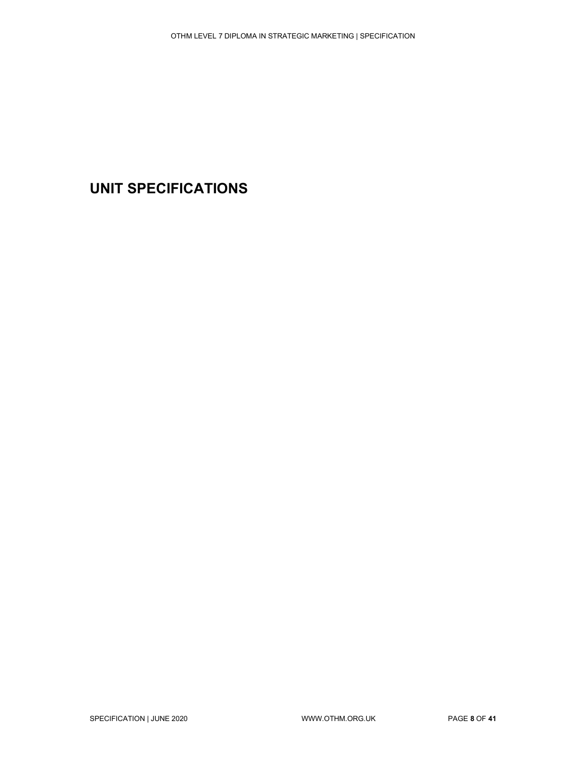# UNIT SPECIFICATIONS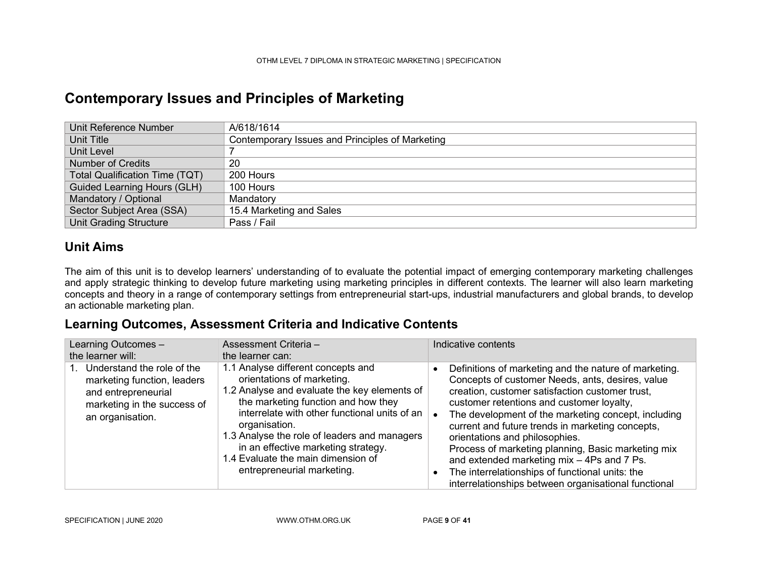# Contemporary Issues and Principles of Marketing

| | |
|---|---|
| Unit Reference Number | A/618/1614 |
| Unit Title | Contemporary Issues and Principles of Marketing |
| Unit Level | 7 |
| Number of Credits | 20 |
| Total Qualification Time (TQT) | 200 Hours |
| Guided Learning Hours (GLH) | 100 Hours |
| Mandatory / Optional | Mandatory |
| Sector Subject Area (SSA) | 15.4 Marketing and Sales |
| Unit Grading Structure | Pass / Fail |

## Unit Aims

The aim of this unit is to develop learners' understanding of to evaluate the potential impact of emerging contemporary marketing challenges and apply strategic thinking to develop future marketing using marketing principles in different contexts. The learner will also learn marketing concepts and theory in a range of contemporary settings from entrepreneurial start-ups, industrial manufacturers and global brands, to develop an actionable marketing plan.

## Learning Outcomes, Assessment Criteria and Indicative Contents

| Learning Outcomes – the learner will: | Assessment Criteria – the learner can: | Indicative contents |
|---|---|---|
| 1. Understand the role of the marketing function, leaders and entrepreneurial marketing in the success of an organisation. | 1.1 Analyse different concepts and orientations of marketing.<br>1.2 Analyse and evaluate the key elements of the marketing function and how they interrelate with other functional units of an organisation.<br>1.3 Analyse the role of leaders and managers in an effective marketing strategy.<br>1.4 Evaluate the main dimension of entrepreneurial marketing. | • Definitions of marketing and the nature of marketing. Concepts of customer Needs, ants, desires, value creation, customer satisfaction customer trust, customer retentions and customer loyalty,<br>• The development of the marketing concept, including current and future trends in marketing concepts, orientations and philosophies.<br>Process of marketing planning, Basic marketing mix and extended marketing mix – 4Ps and 7 Ps.<br>• The interrelationships of functional units: the interrelationships between organisational functional |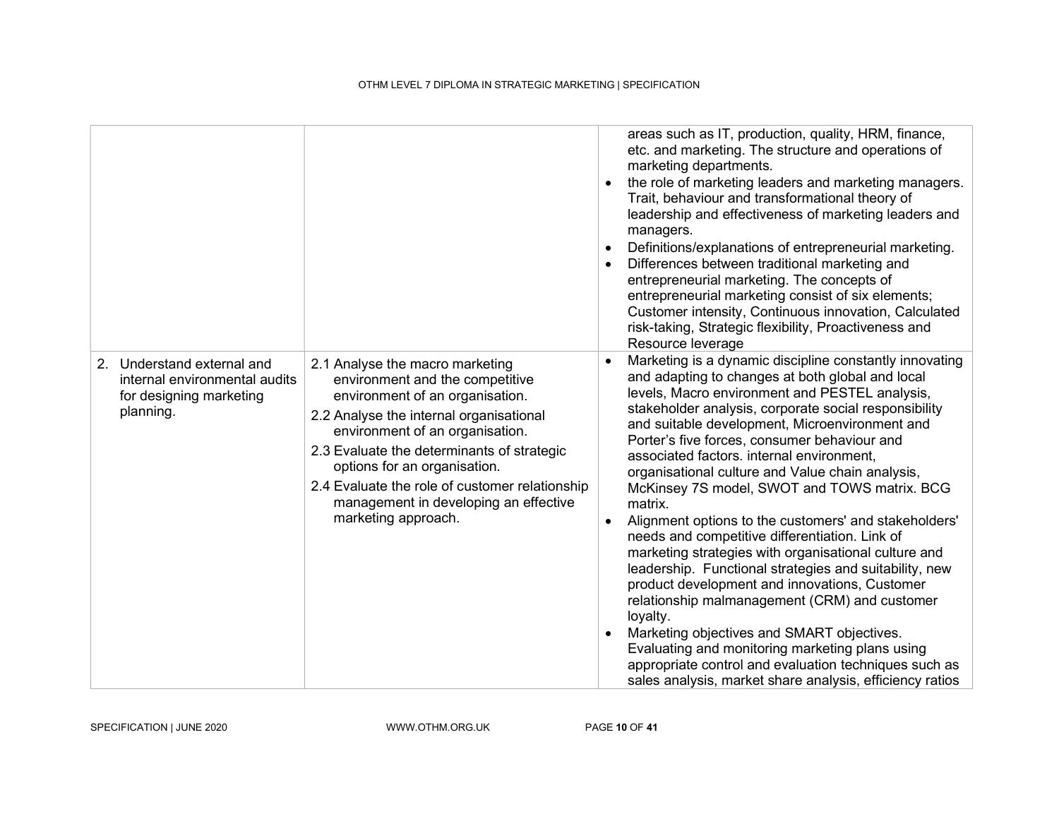| | | |
|---|---|---|
| | | areas such as IT, production, quality, HRM, finance, etc. and marketing. The structure and operations of marketing departments.<br>• the role of marketing leaders and marketing managers. Trait, behaviour and transformational theory of leadership and effectiveness of marketing leaders and managers.<br>• Definitions/explanations of entrepreneurial marketing.<br>• Differences between traditional marketing and entrepreneurial marketing. The concepts of entrepreneurial marketing consist of six elements; Customer intensity, Continuous innovation, Calculated risk-taking, Strategic flexibility, Proactiveness and Resource leverage |
| 2. Understand external and internal environmental audits for designing marketing planning. | 2.1 Analyse the macro marketing environment and the competitive environment of an organisation.<br>2.2 Analyse the internal organisational environment of an organisation.<br>2.3 Evaluate the determinants of strategic options for an organisation.<br>2.4 Evaluate the role of customer relationship management in developing an effective marketing approach. | • Marketing is a dynamic discipline constantly innovating and adapting to changes at both global and local levels, Macro environment and PESTEL analysis, stakeholder analysis, corporate social responsibility and suitable development, Microenvironment and Porter's five forces, consumer behaviour and associated factors. internal environment, organisational culture and Value chain analysis, McKinsey 7S model, SWOT and TOWS matrix. BCG matrix.<br>• Alignment options to the customers' and stakeholders' needs and competitive differentiation. Link of marketing strategies with organisational culture and leadership. Functional strategies and suitability, new product development and innovations, Customer relationship malmanagement (CRM) and customer loyalty.<br>• Marketing objectives and SMART objectives. Evaluating and monitoring marketing plans using appropriate control and evaluation techniques such as sales analysis, market share analysis, efficiency ratios |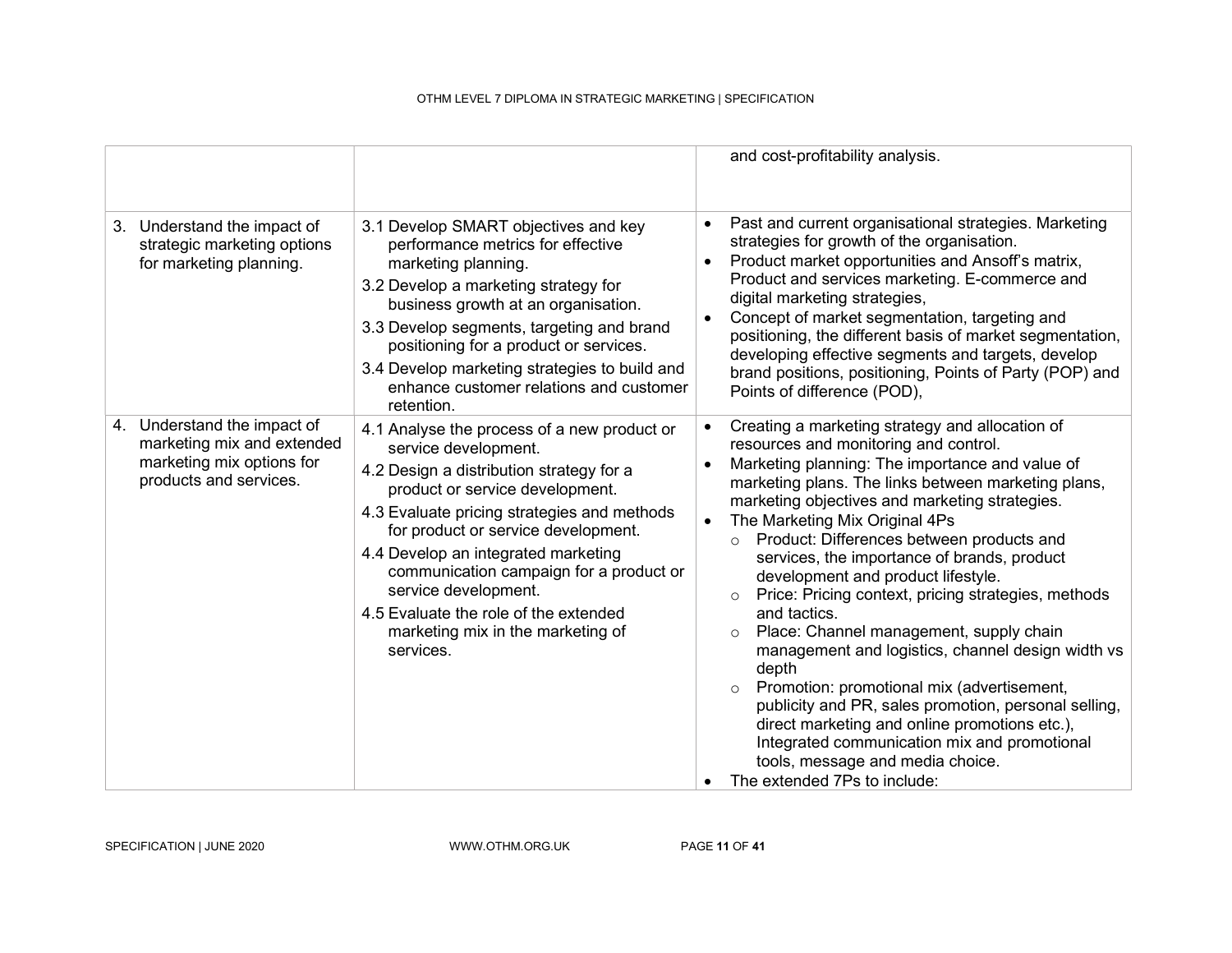| | | |
|---|---|---|
| | | and cost-profitability analysis. |
| 3. Understand the impact of strategic marketing options for marketing planning. | 3.1 Develop SMART objectives and key performance metrics for effective marketing planning.<br>3.2 Develop a marketing strategy for business growth at an organisation.<br>3.3 Develop segments, targeting and brand positioning for a product or services.<br>3.4 Develop marketing strategies to build and enhance customer relations and customer retention. | • Past and current organisational strategies. Marketing strategies for growth of the organisation.<br>• Product market opportunities and Ansoff's matrix, Product and services marketing. E-commerce and digital marketing strategies,<br>• Concept of market segmentation, targeting and positioning, the different basis of market segmentation, developing effective segments and targets, develop brand positions, positioning, Points of Party (POP) and Points of difference (POD), |
| 4. Understand the impact of marketing mix and extended marketing mix options for products and services. | 4.1 Analyse the process of a new product or service development.<br>4.2 Design a distribution strategy for a product or service development.<br>4.3 Evaluate pricing strategies and methods for product or service development.<br>4.4 Develop an integrated marketing communication campaign for a product or service development.<br>4.5 Evaluate the role of the extended marketing mix in the marketing of services. | • Creating a marketing strategy and allocation of resources and monitoring and control.<br>• Marketing planning: The importance and value of marketing plans. The links between marketing plans, marketing objectives and marketing strategies.<br>• The Marketing Mix Original 4Ps<br>&nbsp;&nbsp;○ Product: Differences between products and services, the importance of brands, product development and product lifestyle.<br>&nbsp;&nbsp;○ Price: Pricing context, pricing strategies, methods and tactics.<br>&nbsp;&nbsp;○ Place: Channel management, supply chain management and logistics, channel design width vs depth<br>&nbsp;&nbsp;○ Promotion: promotional mix (advertisement, publicity and PR, sales promotion, personal selling, direct marketing and online promotions etc.), Integrated communication mix and promotional tools, message and media choice.<br>• The extended 7Ps to include: |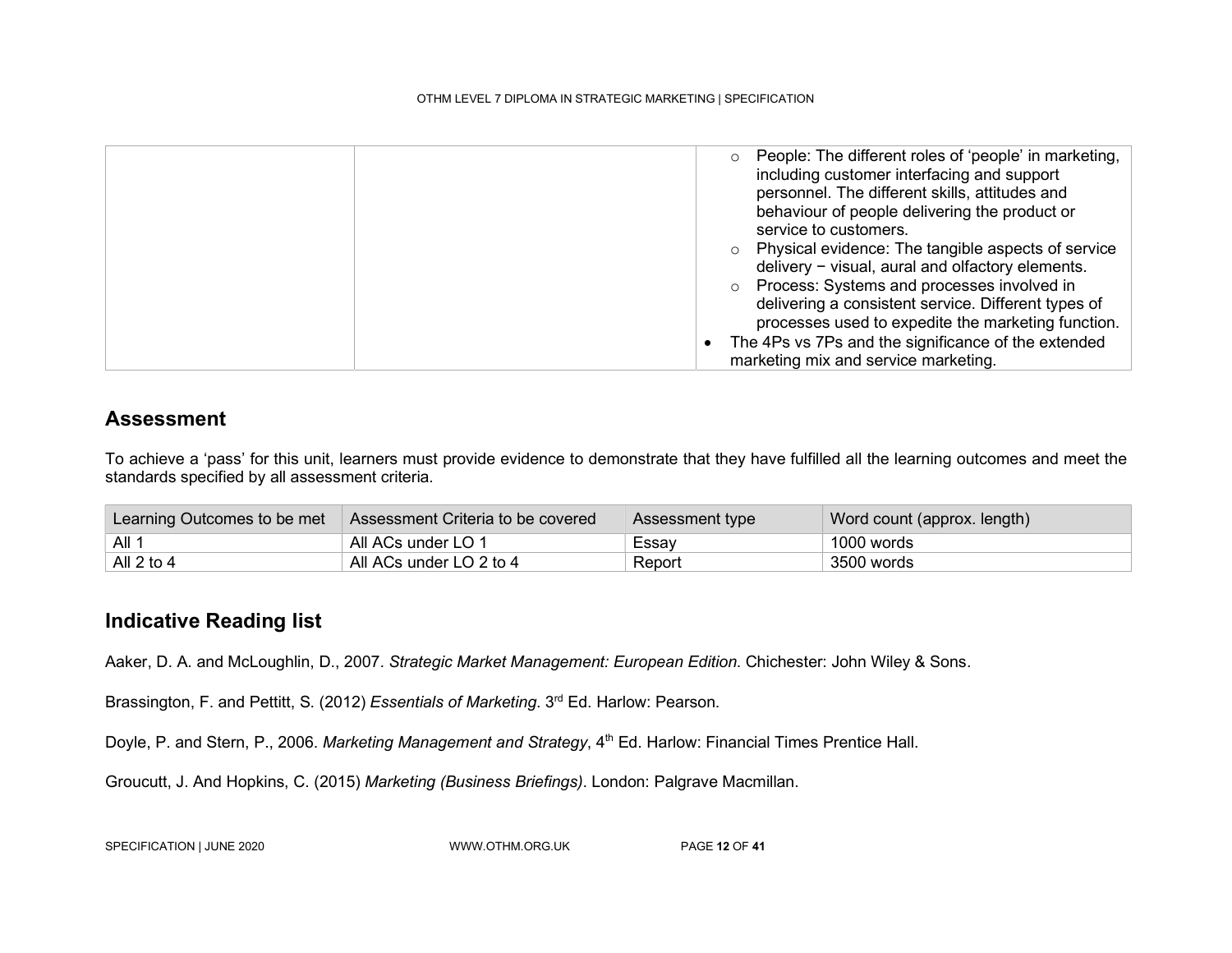| | | <ul><li>People: The different roles of 'people' in marketing, including customer interfacing and support personnel. The different skills, attitudes and behaviour of people delivering the product or service to customers.</li><li>Physical evidence: The tangible aspects of service delivery − visual, aural and olfactory elements.</li><li>Process: Systems and processes involved in delivering a consistent service. Different types of processes used to expedite the marketing function.</li></ul>• The 4Ps vs 7Ps and the significance of the extended marketing mix and service marketing. |
|---|---|---|

## Assessment

To achieve a 'pass' for this unit, learners must provide evidence to demonstrate that they have fulfilled all the learning outcomes and meet the standards specified by all assessment criteria.

| Learning Outcomes to be met | Assessment Criteria to be covered | Assessment type | Word count (approx. length) |
|---|---|---|---|
| All 1 | All ACs under LO 1 | Essay | 1000 words |
| All 2 to 4 | All ACs under LO 2 to 4 | Report | 3500 words |

## Indicative Reading list

Aaker, D. A. and McLoughlin, D., 2007. *Strategic Market Management: European Edition*. Chichester: John Wiley & Sons.

Brassington, F. and Pettitt, S. (2012) *Essentials of Marketing*. 3rd Ed. Harlow: Pearson.

Doyle, P. and Stern, P., 2006. *Marketing Management and Strategy*, 4th Ed. Harlow: Financial Times Prentice Hall.

Groucutt, J. And Hopkins, C. (2015) *Marketing (Business Briefings)*. London: Palgrave Macmillan.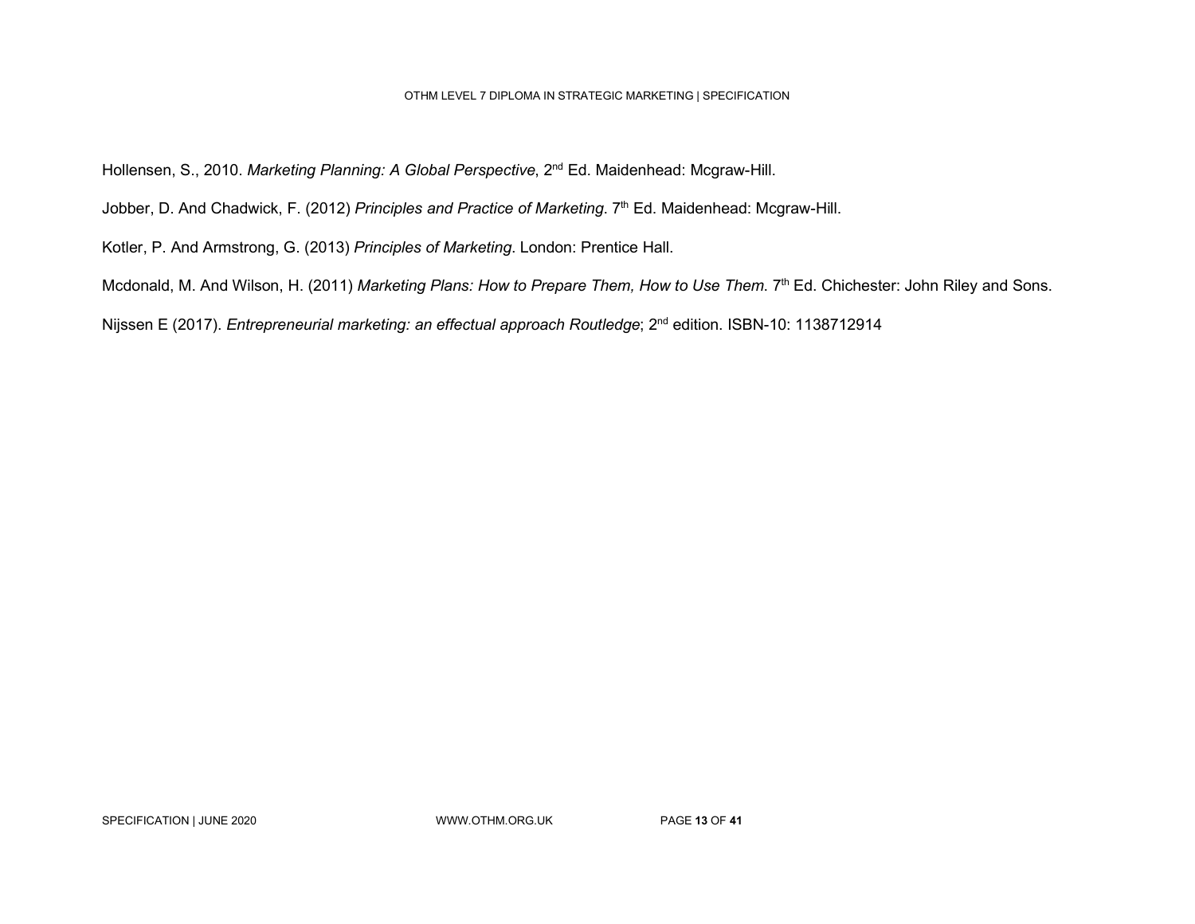Hollensen, S., 2010. *Marketing Planning: A Global Perspective*, 2nd Ed. Maidenhead: Mcgraw-Hill.

Jobber, D. And Chadwick, F. (2012) *Principles and Practice of Marketing*. 7th Ed. Maidenhead: Mcgraw-Hill.

Kotler, P. And Armstrong, G. (2013) *Principles of Marketing*. London: Prentice Hall.

Mcdonald, M. And Wilson, H. (2011) *Marketing Plans: How to Prepare Them, How to Use Them*. 7th Ed. Chichester: John Riley and Sons.

Nijssen E (2017). *Entrepreneurial marketing: an effectual approach Routledge*; 2nd edition. ISBN-10: 1138712914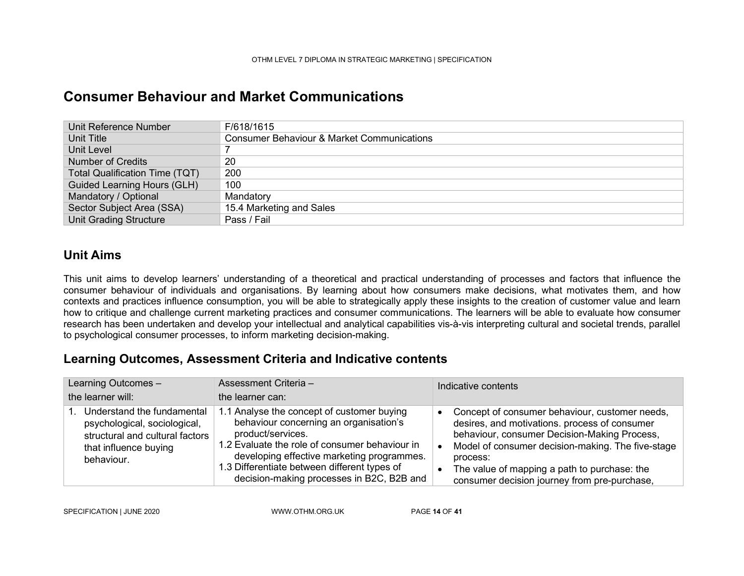# Consumer Behaviour and Market Communications

| Unit Reference Number | F/618/1615 |
| --- | --- |
| Unit Title | Consumer Behaviour & Market Communications |
| Unit Level | 7 |
| Number of Credits | 20 |
| Total Qualification Time (TQT) | 200 |
| Guided Learning Hours (GLH) | 100 |
| Mandatory / Optional | Mandatory |
| Sector Subject Area (SSA) | 15.4 Marketing and Sales |
| Unit Grading Structure | Pass / Fail |

## Unit Aims

This unit aims to develop learners' understanding of a theoretical and practical understanding of processes and factors that influence the consumer behaviour of individuals and organisations. By learning about how consumers make decisions, what motivates them, and how contexts and practices influence consumption, you will be able to strategically apply these insights to the creation of customer value and learn how to critique and challenge current marketing practices and consumer communications. The learners will be able to evaluate how consumer research has been undertaken and develop your intellectual and analytical capabilities vis-à-vis interpreting cultural and societal trends, parallel to psychological consumer processes, to inform marketing decision-making.

## Learning Outcomes, Assessment Criteria and Indicative contents

| Learning Outcomes – the learner will: | Assessment Criteria – the learner can: | Indicative contents |
| --- | --- | --- |
| 1. Understand the fundamental psychological, sociological, structural and cultural factors that influence buying behaviour. | 1.1 Analyse the concept of customer buying behaviour concerning an organisation's product/services.<br>1.2 Evaluate the role of consumer behaviour in developing effective marketing programmes.<br>1.3 Differentiate between different types of decision-making processes in B2C, B2B and | • Concept of consumer behaviour, customer needs, desires, and motivations. process of consumer behaviour, consumer Decision-Making Process,<br>• Model of consumer decision-making. The five-stage process:<br>• The value of mapping a path to purchase: the consumer decision journey from pre-purchase, |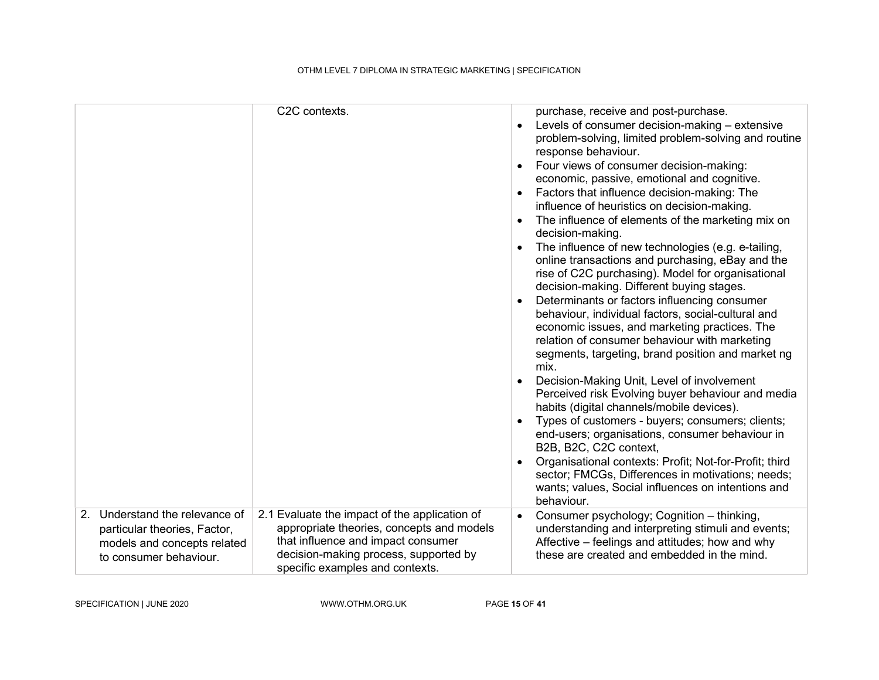| | | |
|---|---|---|
| | C2C contexts. | purchase, receive and post-purchase.<br>• Levels of consumer decision-making – extensive problem-solving, limited problem-solving and routine response behaviour.<br>• Four views of consumer decision-making: economic, passive, emotional and cognitive.<br>• Factors that influence decision-making: The influence of heuristics on decision-making.<br>• The influence of elements of the marketing mix on decision-making.<br>• The influence of new technologies (e.g. e-tailing, online transactions and purchasing, eBay and the rise of C2C purchasing). Model for organisational decision-making. Different buying stages.<br>• Determinants or factors influencing consumer behaviour, individual factors, social-cultural and economic issues, and marketing practices. The relation of consumer behaviour with marketing segments, targeting, brand position and market ng mix.<br>• Decision-Making Unit, Level of involvement Perceived risk Evolving buyer behaviour and media habits (digital channels/mobile devices).<br>• Types of customers - buyers; consumers; clients; end-users; organisations, consumer behaviour in B2B, B2C, C2C context,<br>• Organisational contexts: Profit; Not-for-Profit; third sector; FMCGs, Differences in motivations; needs; wants; values, Social influences on intentions and behaviour. |
| 2. Understand the relevance of particular theories, Factor, models and concepts related to consumer behaviour. | 2.1 Evaluate the impact of the application of appropriate theories, concepts and models that influence and impact consumer decision-making process, supported by specific examples and contexts. | • Consumer psychology; Cognition – thinking, understanding and interpreting stimuli and events; Affective – feelings and attitudes; how and why these are created and embedded in the mind. |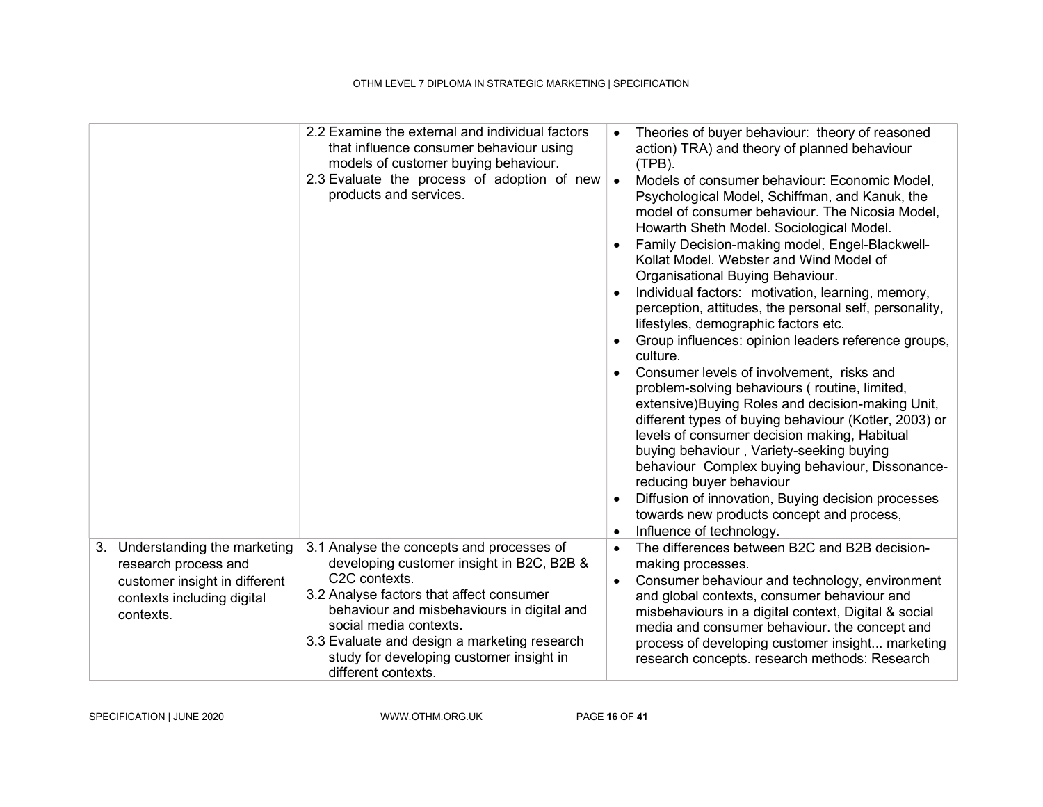| | | |
|---|---|---|
| | 2.2 Examine the external and individual factors that influence consumer behaviour using models of customer buying behaviour.<br>2.3 Evaluate the process of adoption of new products and services. | • Theories of buyer behaviour: theory of reasoned action) TRA) and theory of planned behaviour (TPB).<br>• Models of consumer behaviour: Economic Model, Psychological Model, Schiffman, and Kanuk, the model of consumer behaviour. The Nicosia Model, Howarth Sheth Model. Sociological Model.<br>• Family Decision-making model, Engel-Blackwell-Kollat Model. Webster and Wind Model of Organisational Buying Behaviour.<br>• Individual factors: motivation, learning, memory, perception, attitudes, the personal self, personality, lifestyles, demographic factors etc.<br>• Group influences: opinion leaders reference groups, culture.<br>• Consumer levels of involvement, risks and problem-solving behaviours ( routine, limited, extensive)Buying Roles and decision-making Unit, different types of buying behaviour (Kotler, 2003) or levels of consumer decision making, Habitual buying behaviour , Variety-seeking buying behaviour Complex buying behaviour, Dissonance-reducing buyer behaviour<br>• Diffusion of innovation, Buying decision processes towards new products concept and process,<br>• Influence of technology. |
| 3. Understanding the marketing research process and customer insight in different contexts including digital contexts. | 3.1 Analyse the concepts and processes of developing customer insight in B2C, B2B & C2C contexts.<br>3.2 Analyse factors that affect consumer behaviour and misbehaviours in digital and social media contexts.<br>3.3 Evaluate and design a marketing research study for developing customer insight in different contexts. | • The differences between B2C and B2B decision-making processes.<br>• Consumer behaviour and technology, environment and global contexts, consumer behaviour and misbehaviours in a digital context, Digital & social media and consumer behaviour. the concept and process of developing customer insight... marketing research concepts. research methods: Research |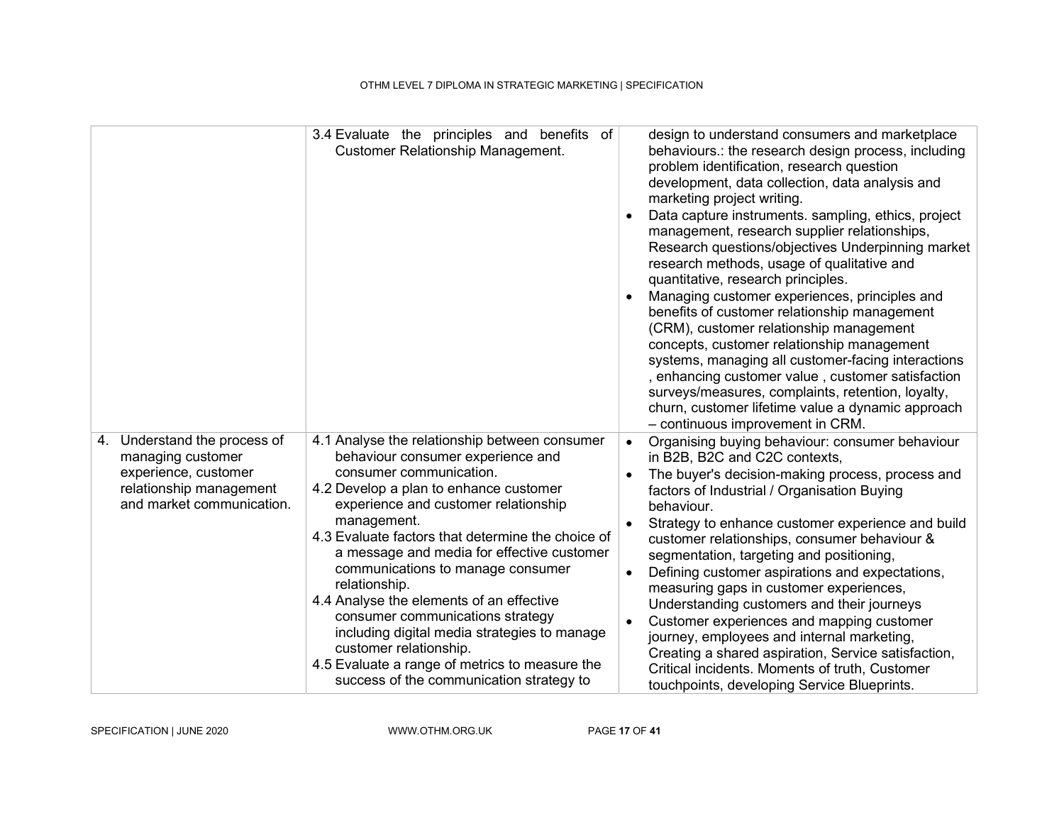| | | |
|---|---|---|
| | 3.4 Evaluate the principles and benefits of Customer Relationship Management. | design to understand consumers and marketplace behaviours.: the research design process, including problem identification, research question development, data collection, data analysis and marketing project writing.<br>• Data capture instruments. sampling, ethics, project management, research supplier relationships, Research questions/objectives Underpinning market research methods, usage of qualitative and quantitative, research principles.<br>• Managing customer experiences, principles and benefits of customer relationship management (CRM), customer relationship management concepts, customer relationship management systems, managing all customer-facing interactions , enhancing customer value , customer satisfaction surveys/measures, complaints, retention, loyalty, churn, customer lifetime value a dynamic approach – continuous improvement in CRM. |
| 4. Understand the process of managing customer experience, customer relationship management and market communication. | 4.1 Analyse the relationship between consumer behaviour consumer experience and consumer communication.<br>4.2 Develop a plan to enhance customer experience and customer relationship management.<br>4.3 Evaluate factors that determine the choice of a message and media for effective customer communications to manage consumer relationship.<br>4.4 Analyse the elements of an effective consumer communications strategy including digital media strategies to manage customer relationship.<br>4.5 Evaluate a range of metrics to measure the success of the communication strategy to | • Organising buying behaviour: consumer behaviour in B2B, B2C and C2C contexts,<br>• The buyer's decision-making process, process and factors of Industrial / Organisation Buying behaviour.<br>• Strategy to enhance customer experience and build customer relationships, consumer behaviour & segmentation, targeting and positioning,<br>• Defining customer aspirations and expectations, measuring gaps in customer experiences, Understanding customers and their journeys<br>• Customer experiences and mapping customer journey, employees and internal marketing, Creating a shared aspiration, Service satisfaction, Critical incidents. Moments of truth, Customer touchpoints, developing Service Blueprints. |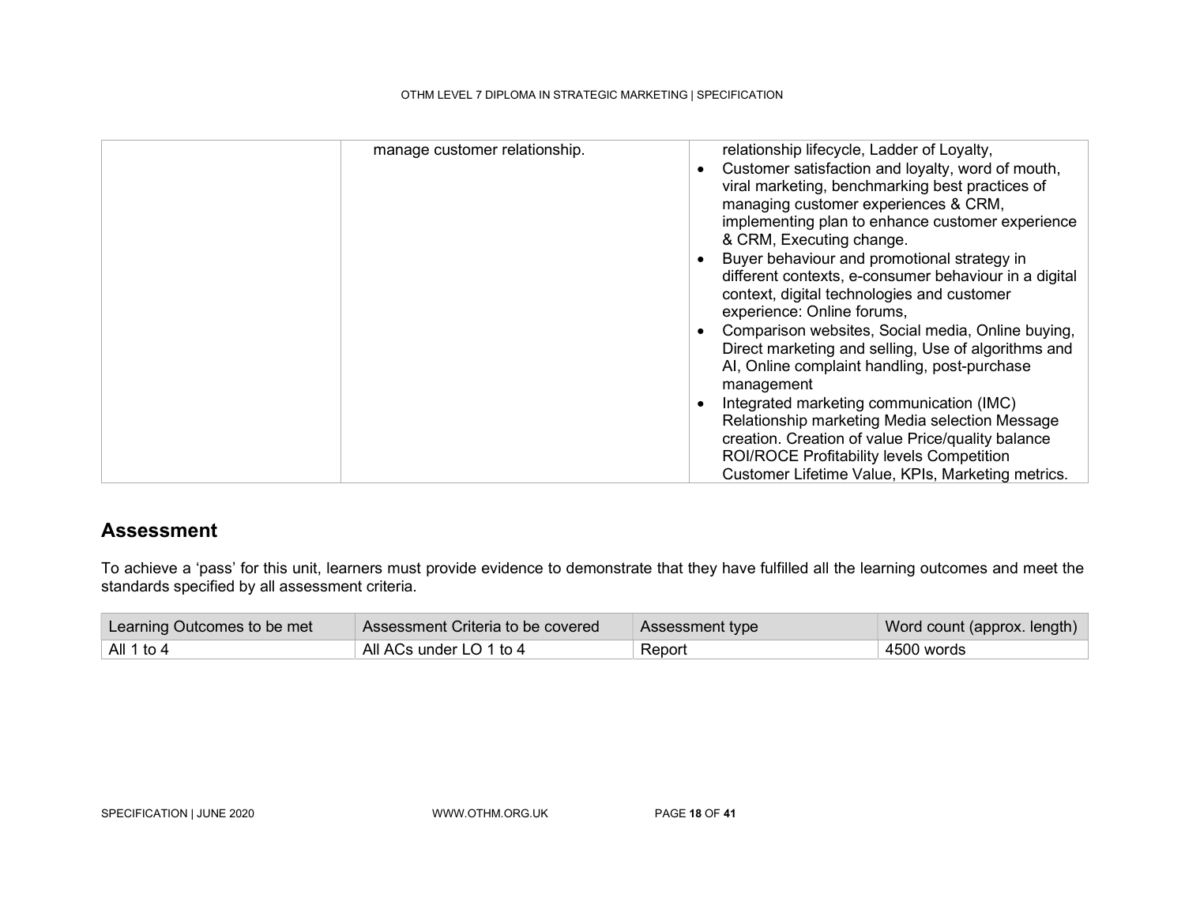| | | |
|---|---|---|
| | manage customer relationship. | relationship lifecycle, Ladder of Loyalty,<br>• Customer satisfaction and loyalty, word of mouth, viral marketing, benchmarking best practices of managing customer experiences & CRM, implementing plan to enhance customer experience & CRM, Executing change.<br>• Buyer behaviour and promotional strategy in different contexts, e-consumer behaviour in a digital context, digital technologies and customer experience: Online forums,<br>• Comparison websites, Social media, Online buying, Direct marketing and selling, Use of algorithms and AI, Online complaint handling, post-purchase management<br>• Integrated marketing communication (IMC) Relationship marketing Media selection Message creation. Creation of value Price/quality balance ROI/ROCE Profitability levels Competition Customer Lifetime Value, KPIs, Marketing metrics. |

## Assessment

To achieve a 'pass' for this unit, learners must provide evidence to demonstrate that they have fulfilled all the learning outcomes and meet the standards specified by all assessment criteria.

| Learning Outcomes to be met | Assessment Criteria to be covered | Assessment type | Word count (approx. length) |
|---|---|---|---|
| All 1 to 4 | All ACs under LO 1 to 4 | Report | 4500 words |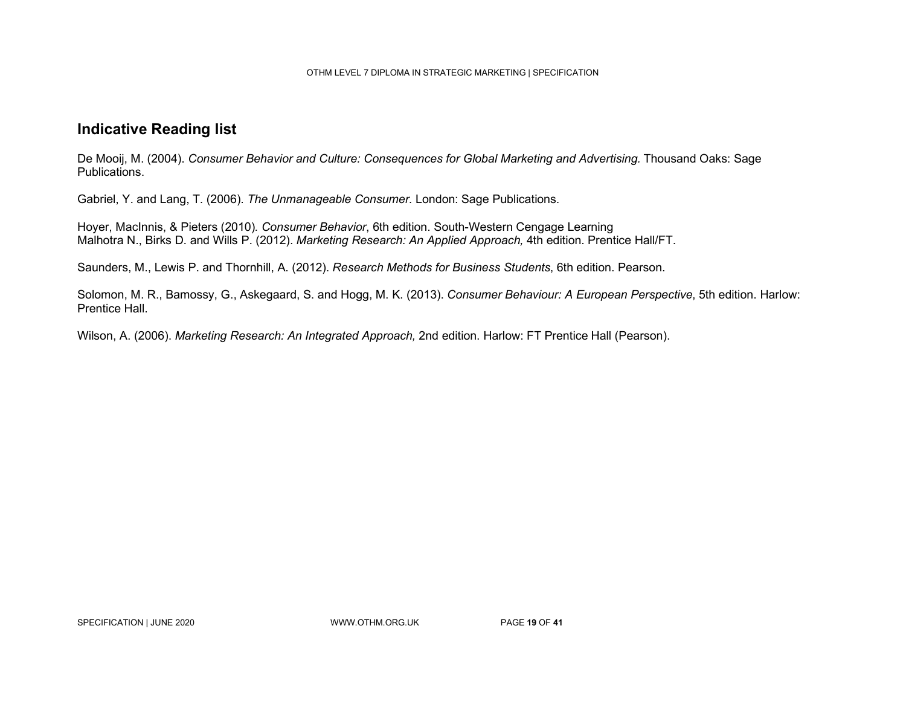## Indicative Reading list

De Mooij, M. (2004). *Consumer Behavior and Culture: Consequences for Global Marketing and Advertising.* Thousand Oaks: Sage Publications.

Gabriel, Y. and Lang, T. (2006). *The Unmanageable Consumer.* London: Sage Publications.

Hoyer, MacInnis, & Pieters (2010). *Consumer Behavior*, 6th edition. South-Western Cengage Learning
Malhotra N., Birks D. and Wills P. (2012). *Marketing Research: An Applied Approach,* 4th edition. Prentice Hall/FT.

Saunders, M., Lewis P. and Thornhill, A. (2012). *Research Methods for Business Students*, 6th edition. Pearson.

Solomon, M. R., Bamossy, G., Askegaard, S. and Hogg, M. K. (2013). *Consumer Behaviour: A European Perspective*, 5th edition. Harlow: Prentice Hall.

Wilson, A. (2006). *Marketing Research: An Integrated Approach,* 2nd edition. Harlow: FT Prentice Hall (Pearson).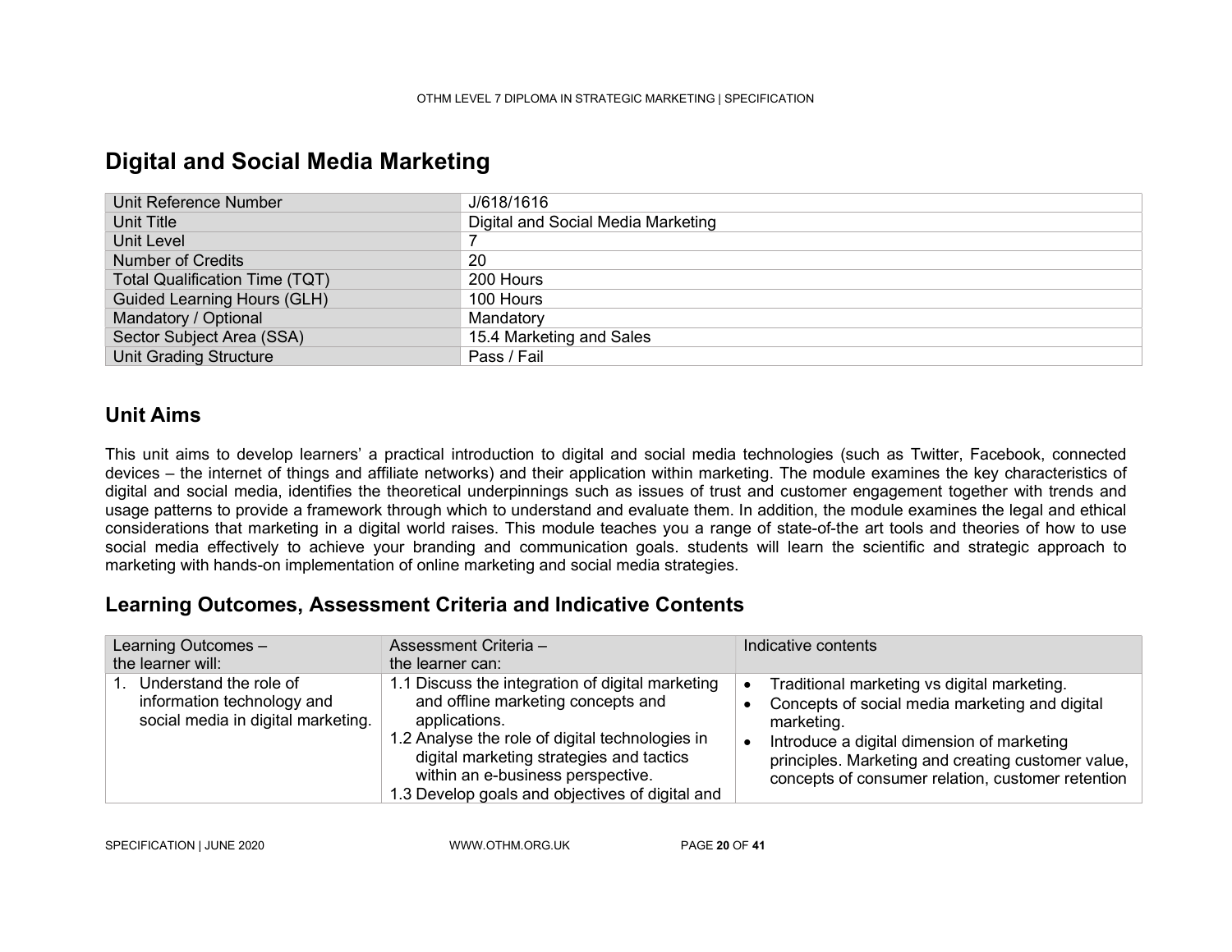# Digital and Social Media Marketing

| Unit Reference Number | J/618/1616 |
|---|---|
| Unit Title | Digital and Social Media Marketing |
| Unit Level | 7 |
| Number of Credits | 20 |
| Total Qualification Time (TQT) | 200 Hours |
| Guided Learning Hours (GLH) | 100 Hours |
| Mandatory / Optional | Mandatory |
| Sector Subject Area (SSA) | 15.4 Marketing and Sales |
| Unit Grading Structure | Pass / Fail |

## Unit Aims

This unit aims to develop learners' a practical introduction to digital and social media technologies (such as Twitter, Facebook, connected devices – the internet of things and affiliate networks) and their application within marketing. The module examines the key characteristics of digital and social media, identifies the theoretical underpinnings such as issues of trust and customer engagement together with trends and usage patterns to provide a framework through which to understand and evaluate them. In addition, the module examines the legal and ethical considerations that marketing in a digital world raises. This module teaches you a range of state-of-the art tools and theories of how to use social media effectively to achieve your branding and communication goals. students will learn the scientific and strategic approach to marketing with hands-on implementation of online marketing and social media strategies.

## Learning Outcomes, Assessment Criteria and Indicative Contents

| Learning Outcomes – the learner will: | Assessment Criteria – the learner can: | Indicative contents |
|---|---|---|
| 1. Understand the role of information technology and social media in digital marketing. | 1.1 Discuss the integration of digital marketing and offline marketing concepts and applications.<br>1.2 Analyse the role of digital technologies in digital marketing strategies and tactics within an e-business perspective.<br>1.3 Develop goals and objectives of digital and | • Traditional marketing vs digital marketing.<br>• Concepts of social media marketing and digital marketing.<br>• Introduce a digital dimension of marketing principles. Marketing and creating customer value, concepts of consumer relation, customer retention |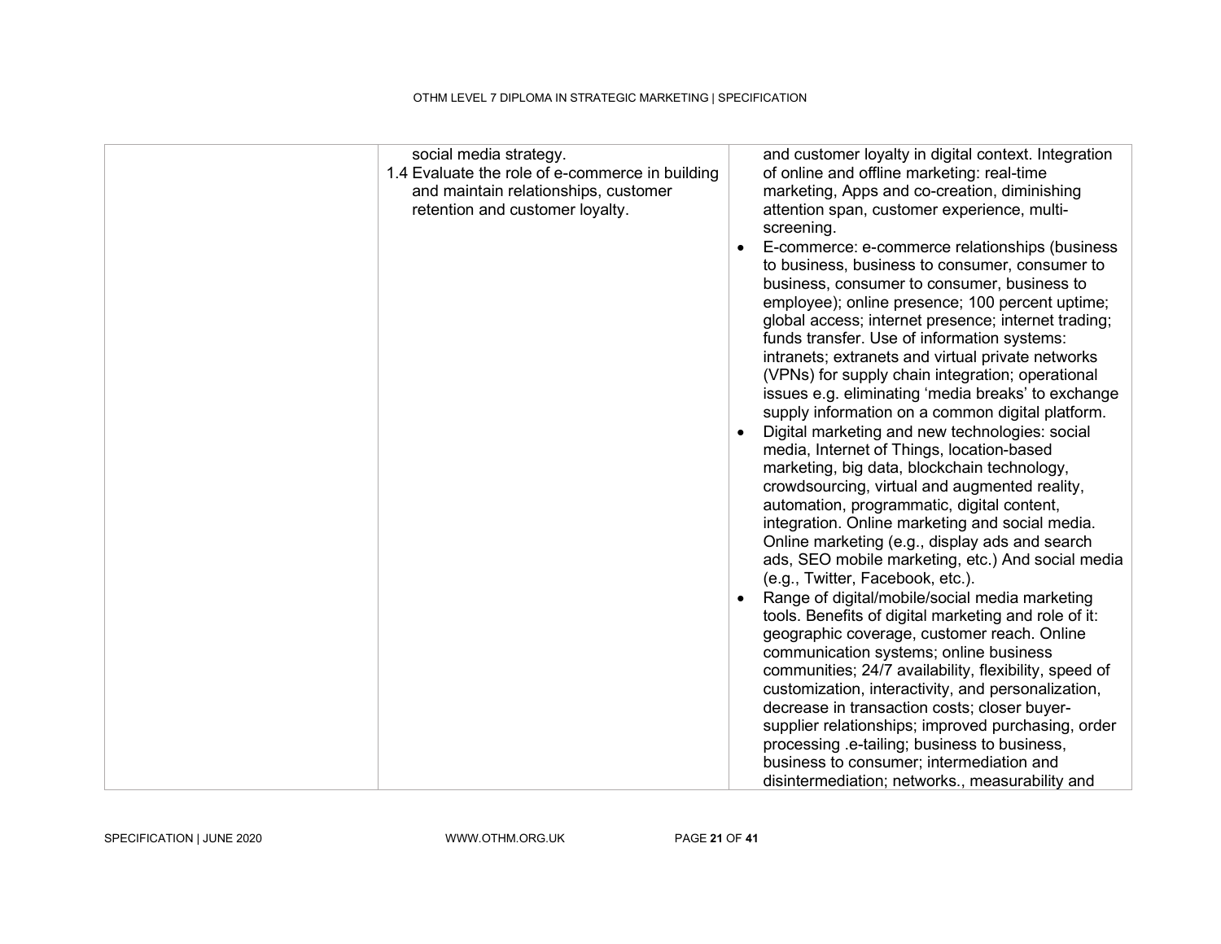| | | |
|---|---|---|
| | social media strategy.<br>1.4 Evaluate the role of e-commerce in building and maintain relationships, customer retention and customer loyalty. | and customer loyalty in digital context. Integration of online and offline marketing: real-time marketing, Apps and co-creation, diminishing attention span, customer experience, multi-screening.<br>• E-commerce: e-commerce relationships (business to business, business to consumer, consumer to business, consumer to consumer, business to employee); online presence; 100 percent uptime; global access; internet presence; internet trading; funds transfer. Use of information systems: intranets; extranets and virtual private networks (VPNs) for supply chain integration; operational issues e.g. eliminating 'media breaks' to exchange supply information on a common digital platform.<br>• Digital marketing and new technologies: social media, Internet of Things, location-based marketing, big data, blockchain technology, crowdsourcing, virtual and augmented reality, automation, programmatic, digital content, integration. Online marketing and social media. Online marketing (e.g., display ads and search ads, SEO mobile marketing, etc.) And social media (e.g., Twitter, Facebook, etc.).<br>• Range of digital/mobile/social media marketing tools. Benefits of digital marketing and role of it: geographic coverage, customer reach. Online communication systems; online business communities; 24/7 availability, flexibility, speed of customization, interactivity, and personalization, decrease in transaction costs; closer buyer-supplier relationships; improved purchasing, order processing .e-tailing; business to business, business to consumer; intermediation and disintermediation; networks., measurability and |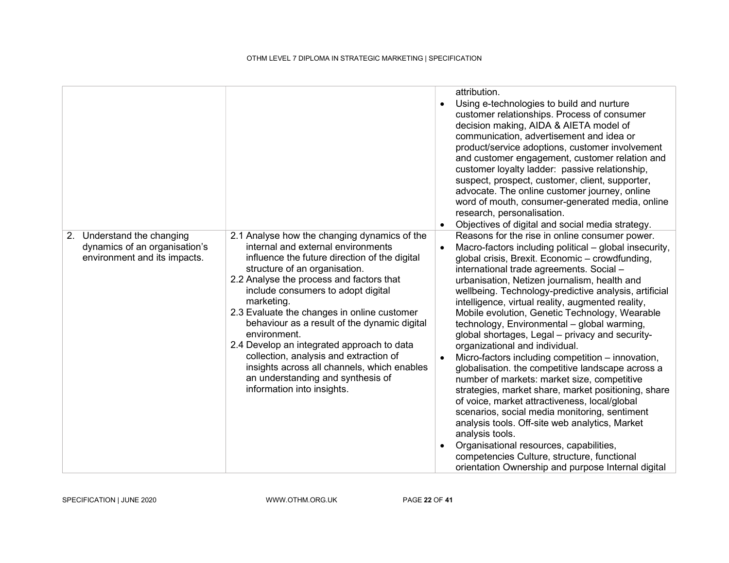| | | |
|---|---|---|
| | | attribution.<br>• Using e-technologies to build and nurture customer relationships. Process of consumer decision making, AIDA & AIETA model of communication, advertisement and idea or product/service adoptions, customer involvement and customer engagement, customer relation and customer loyalty ladder: passive relationship, suspect, prospect, customer, client, supporter, advocate. The online customer journey, online word of mouth, consumer-generated media, online research, personalisation.<br>• Objectives of digital and social media strategy. |
| 2. Understand the changing dynamics of an organisation's environment and its impacts. | 2.1 Analyse how the changing dynamics of the internal and external environments influence the future direction of the digital structure of an organisation.<br>2.2 Analyse the process and factors that include consumers to adopt digital marketing.<br>2.3 Evaluate the changes in online customer behaviour as a result of the dynamic digital environment.<br>2.4 Develop an integrated approach to data collection, analysis and extraction of insights across all channels, which enables an understanding and synthesis of information into insights. | Reasons for the rise in online consumer power.<br>• Macro-factors including political – global insecurity, global crisis, Brexit. Economic – crowdfunding, international trade agreements. Social – urbanisation, Netizen journalism, health and wellbeing. Technology-predictive analysis, artificial intelligence, virtual reality, augmented reality, Mobile evolution, Genetic Technology, Wearable technology, Environmental – global warming, global shortages, Legal – privacy and security-organizational and individual.<br>• Micro-factors including competition – innovation, globalisation. the competitive landscape across a number of markets: market size, competitive strategies, market share, market positioning, share of voice, market attractiveness, local/global scenarios, social media monitoring, sentiment analysis tools. Off-site web analytics, Market analysis tools.<br>• Organisational resources, capabilities, competencies Culture, structure, functional orientation Ownership and purpose Internal digital |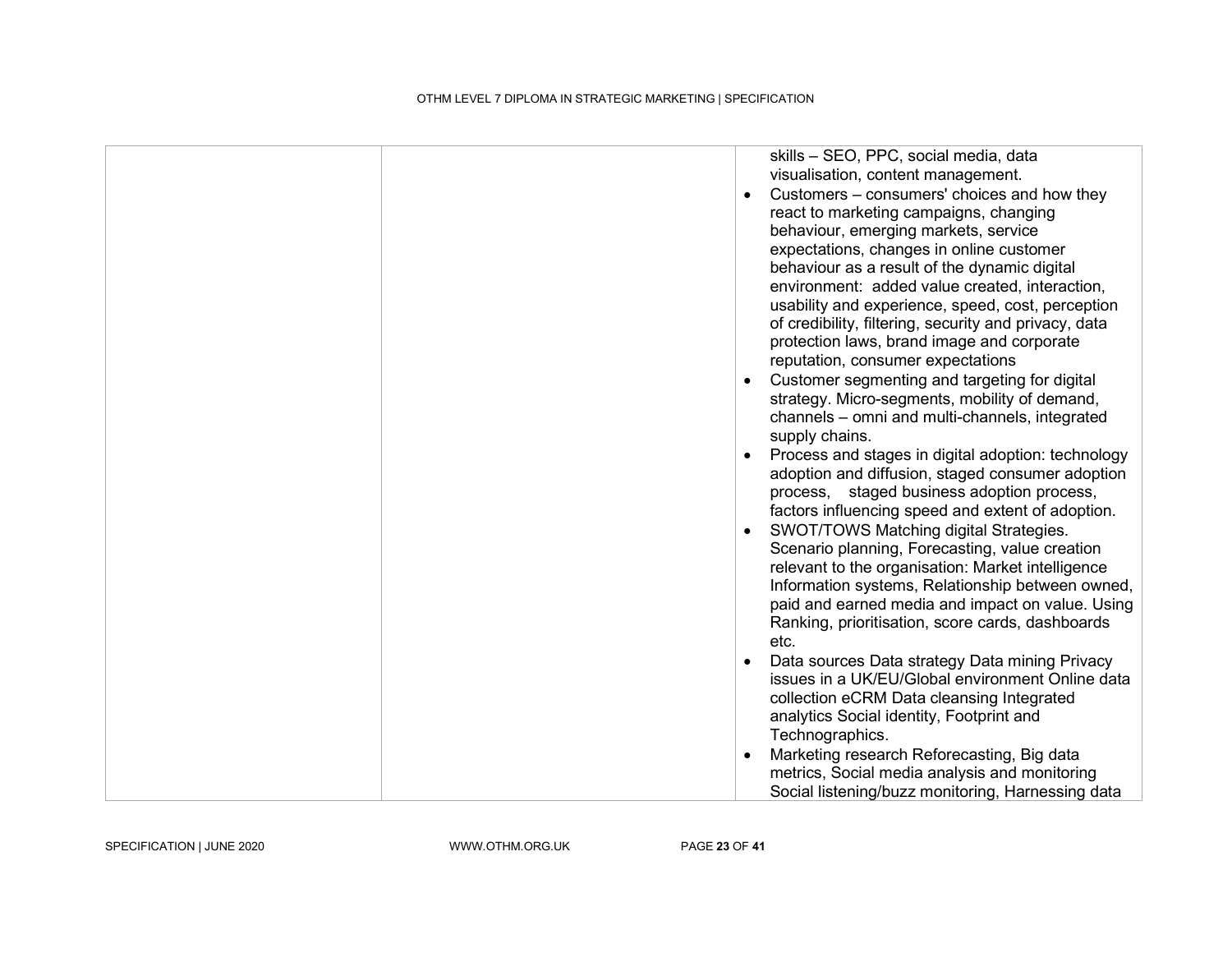| | | skills – SEO, PPC, social media, data visualisation, content management.<br>• Customers – consumers' choices and how they react to marketing campaigns, changing behaviour, emerging markets, service expectations, changes in online customer behaviour as a result of the dynamic digital environment: added value created, interaction, usability and experience, speed, cost, perception of credibility, filtering, security and privacy, data protection laws, brand image and corporate reputation, consumer expectations<br>• Customer segmenting and targeting for digital strategy. Micro-segments, mobility of demand, channels – omni and multi-channels, integrated supply chains.<br>• Process and stages in digital adoption: technology adoption and diffusion, staged consumer adoption process, staged business adoption process, factors influencing speed and extent of adoption.<br>• SWOT/TOWS Matching digital Strategies. Scenario planning, Forecasting, value creation relevant to the organisation: Market intelligence Information systems, Relationship between owned, paid and earned media and impact on value. Using Ranking, prioritisation, score cards, dashboards etc.<br>• Data sources Data strategy Data mining Privacy issues in a UK/EU/Global environment Online data collection eCRM Data cleansing Integrated analytics Social identity, Footprint and Technographics.<br>• Marketing research Reforecasting, Big data metrics, Social media analysis and monitoring Social listening/buzz monitoring, Harnessing data |
|---|---|---|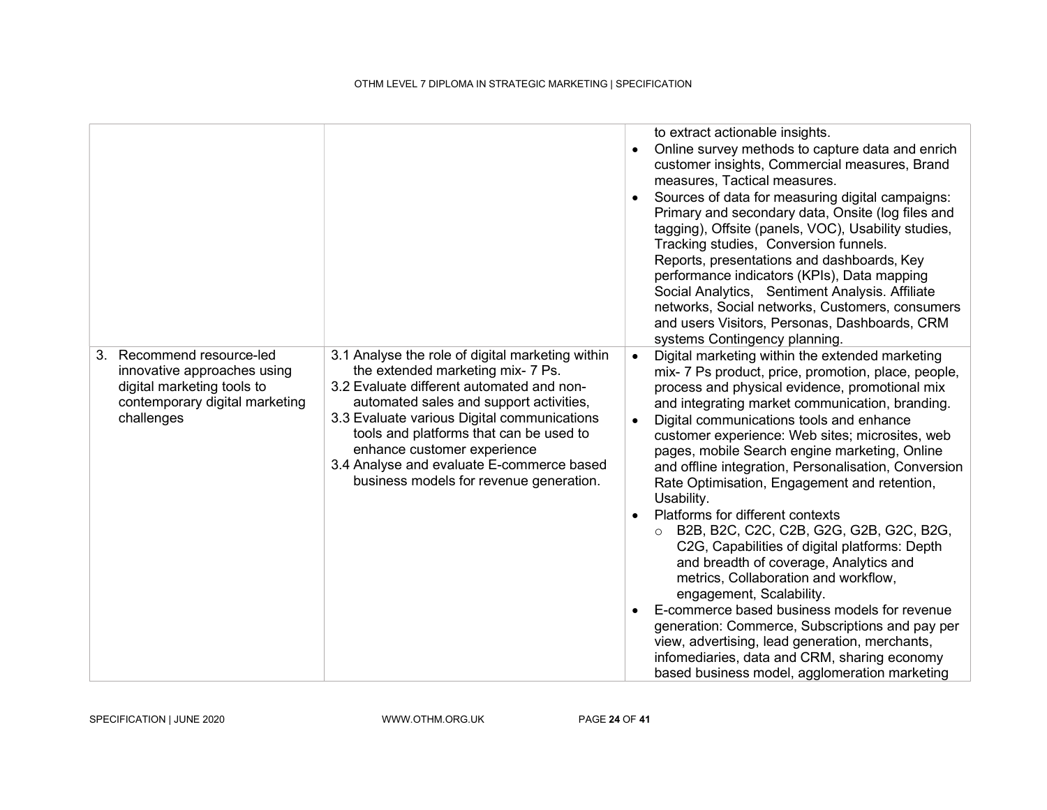| | | |
|---|---|---|
| | | to extract actionable insights.<br>• Online survey methods to capture data and enrich customer insights, Commercial measures, Brand measures, Tactical measures.<br>• Sources of data for measuring digital campaigns: Primary and secondary data, Onsite (log files and tagging), Offsite (panels, VOC), Usability studies, Tracking studies, Conversion funnels. Reports, presentations and dashboards, Key performance indicators (KPIs), Data mapping Social Analytics, Sentiment Analysis. Affiliate networks, Social networks, Customers, consumers and users Visitors, Personas, Dashboards, CRM systems Contingency planning. |
| 3. Recommend resource-led innovative approaches using digital marketing tools to contemporary digital marketing challenges | 3.1 Analyse the role of digital marketing within the extended marketing mix- 7 Ps.<br>3.2 Evaluate different automated and non-automated sales and support activities,<br>3.3 Evaluate various Digital communications tools and platforms that can be used to enhance customer experience<br>3.4 Analyse and evaluate E-commerce based business models for revenue generation. | • Digital marketing within the extended marketing mix- 7 Ps product, price, promotion, place, people, process and physical evidence, promotional mix and integrating market communication, branding.<br>• Digital communications tools and enhance customer experience: Web sites; microsites, web pages, mobile Search engine marketing, Online and offline integration, Personalisation, Conversion Rate Optimisation, Engagement and retention, Usability.<br>• Platforms for different contexts<br>&nbsp;&nbsp;&nbsp;&nbsp;o B2B, B2C, C2C, C2B, G2G, G2B, G2C, B2G, C2G, Capabilities of digital platforms: Depth and breadth of coverage, Analytics and metrics, Collaboration and workflow, engagement, Scalability.<br>• E-commerce based business models for revenue generation: Commerce, Subscriptions and pay per view, advertising, lead generation, merchants, infomediaries, data and CRM, sharing economy based business model, agglomeration marketing |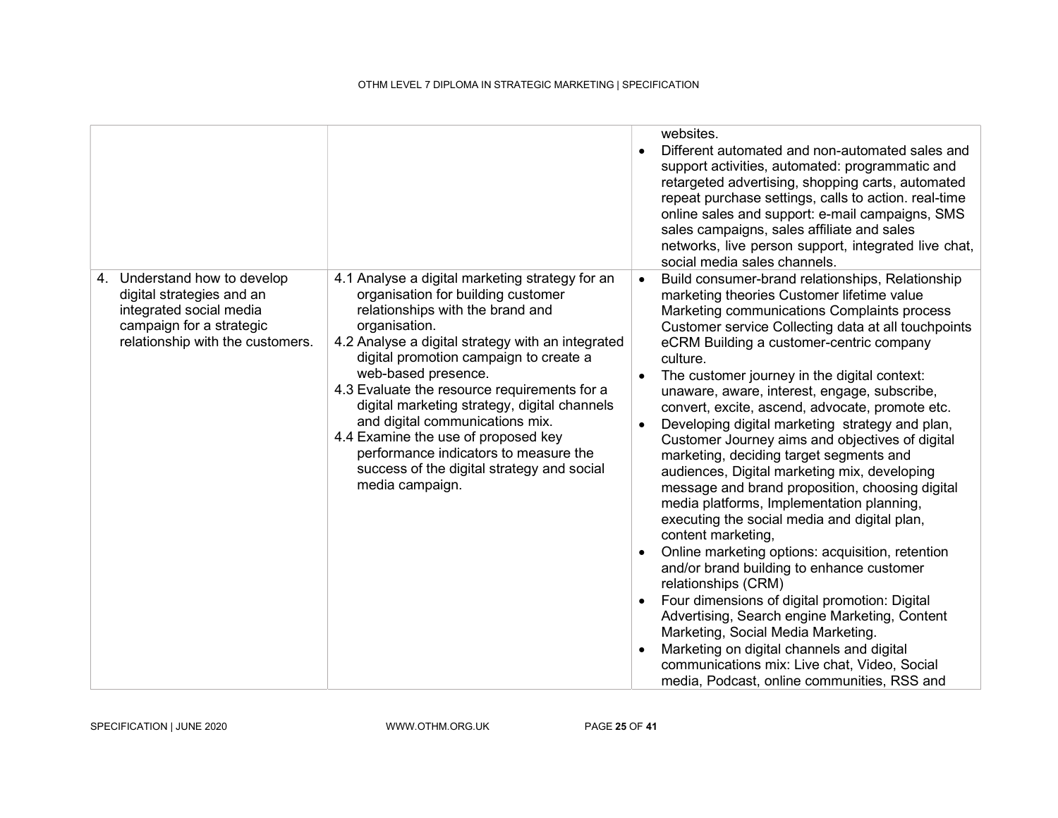| | | |
|---|---|---|
| | | websites.<br>• Different automated and non-automated sales and support activities, automated: programmatic and retargeted advertising, shopping carts, automated repeat purchase settings, calls to action. real-time online sales and support: e-mail campaigns, SMS sales campaigns, sales affiliate and sales networks, live person support, integrated live chat, social media sales channels. |
| 4. Understand how to develop digital strategies and an integrated social media campaign for a strategic relationship with the customers. | 4.1 Analyse a digital marketing strategy for an organisation for building customer relationships with the brand and organisation.<br>4.2 Analyse a digital strategy with an integrated digital promotion campaign to create a web-based presence.<br>4.3 Evaluate the resource requirements for a digital marketing strategy, digital channels and digital communications mix.<br>4.4 Examine the use of proposed key performance indicators to measure the success of the digital strategy and social media campaign. | • Build consumer-brand relationships, Relationship marketing theories Customer lifetime value Marketing communications Complaints process Customer service Collecting data at all touchpoints eCRM Building a customer-centric company culture.<br>• The customer journey in the digital context: unaware, aware, interest, engage, subscribe, convert, excite, ascend, advocate, promote etc.<br>• Developing digital marketing strategy and plan, Customer Journey aims and objectives of digital marketing, deciding target segments and audiences, Digital marketing mix, developing message and brand proposition, choosing digital media platforms, Implementation planning, executing the social media and digital plan, content marketing,<br>• Online marketing options: acquisition, retention and/or brand building to enhance customer relationships (CRM)<br>• Four dimensions of digital promotion: Digital Advertising, Search engine Marketing, Content Marketing, Social Media Marketing.<br>• Marketing on digital channels and digital communications mix: Live chat, Video, Social media, Podcast, online communities, RSS and |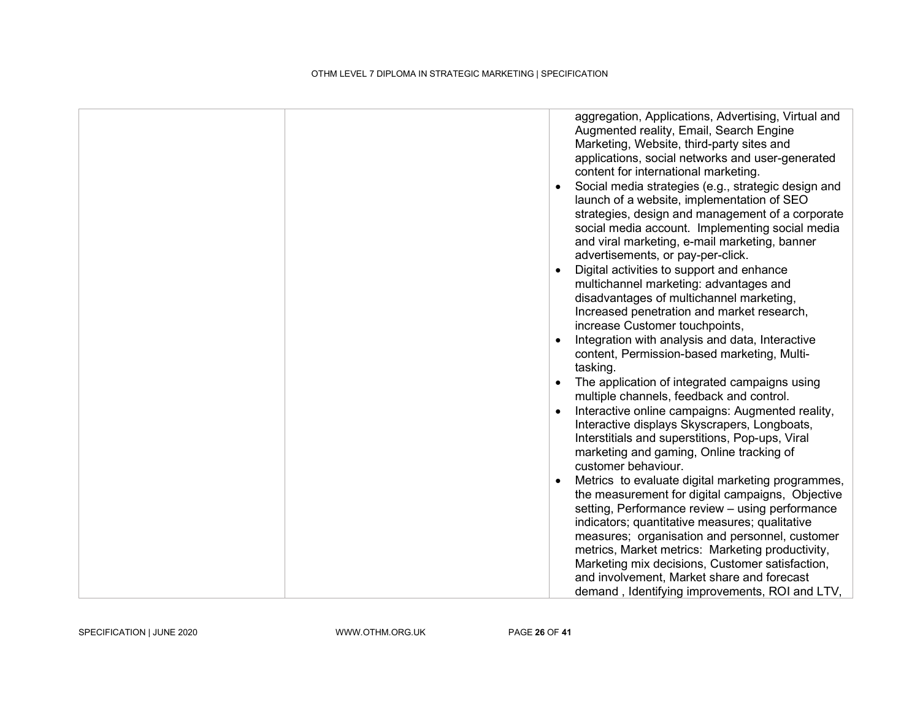| | | |
|---|---|---|
| | | aggregation, Applications, Advertising, Virtual and Augmented reality, Email, Search Engine Marketing, Website, third-party sites and applications, social networks and user-generated content for international marketing.<br>• Social media strategies (e.g., strategic design and launch of a website, implementation of SEO strategies, design and management of a corporate social media account. Implementing social media and viral marketing, e-mail marketing, banner advertisements, or pay-per-click.<br>• Digital activities to support and enhance multichannel marketing: advantages and disadvantages of multichannel marketing, Increased penetration and market research, increase Customer touchpoints,<br>• Integration with analysis and data, Interactive content, Permission-based marketing, Multi-tasking.<br>• The application of integrated campaigns using multiple channels, feedback and control.<br>• Interactive online campaigns: Augmented reality, Interactive displays Skyscrapers, Longboats, Interstitials and superstitions, Pop-ups, Viral marketing and gaming, Online tracking of customer behaviour.<br>• Metrics to evaluate digital marketing programmes, the measurement for digital campaigns, Objective setting, Performance review – using performance indicators; quantitative measures; qualitative measures; organisation and personnel, customer metrics, Market metrics: Marketing productivity, Marketing mix decisions, Customer satisfaction, and involvement, Market share and forecast demand , Identifying improvements, ROI and LTV, |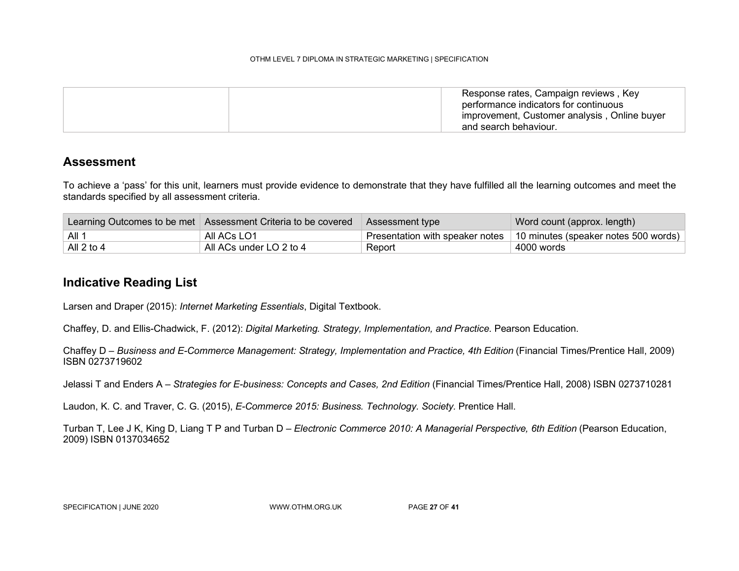| | | Response rates, Campaign reviews , Key performance indicators for continuous improvement, Customer analysis , Online buyer and search behaviour. |
|---|---|---|

## Assessment

To achieve a 'pass' for this unit, learners must provide evidence to demonstrate that they have fulfilled all the learning outcomes and meet the standards specified by all assessment criteria.

| Learning Outcomes to be met | Assessment Criteria to be covered | Assessment type | Word count (approx. length) |
|---|---|---|---|
| All 1 | All ACs LO1 | Presentation with speaker notes | 10 minutes (speaker notes 500 words) |
| All 2 to 4 | All ACs under LO 2 to 4 | Report | 4000 words |

## Indicative Reading List

Larsen and Draper (2015): *Internet Marketing Essentials*, Digital Textbook.

Chaffey, D. and Ellis-Chadwick, F. (2012): *Digital Marketing. Strategy, Implementation, and Practice.* Pearson Education.

Chaffey D – *Business and E-Commerce Management: Strategy, Implementation and Practice, 4th Edition* (Financial Times/Prentice Hall, 2009) ISBN 0273719602

Jelassi T and Enders A – *Strategies for E-business: Concepts and Cases, 2nd Edition* (Financial Times/Prentice Hall, 2008) ISBN 0273710281

Laudon, K. C. and Traver, C. G. (2015), *E-Commerce 2015: Business. Technology. Society.* Prentice Hall.

Turban T, Lee J K, King D, Liang T P and Turban D – *Electronic Commerce 2010: A Managerial Perspective, 6th Edition* (Pearson Education, 2009) ISBN 0137034652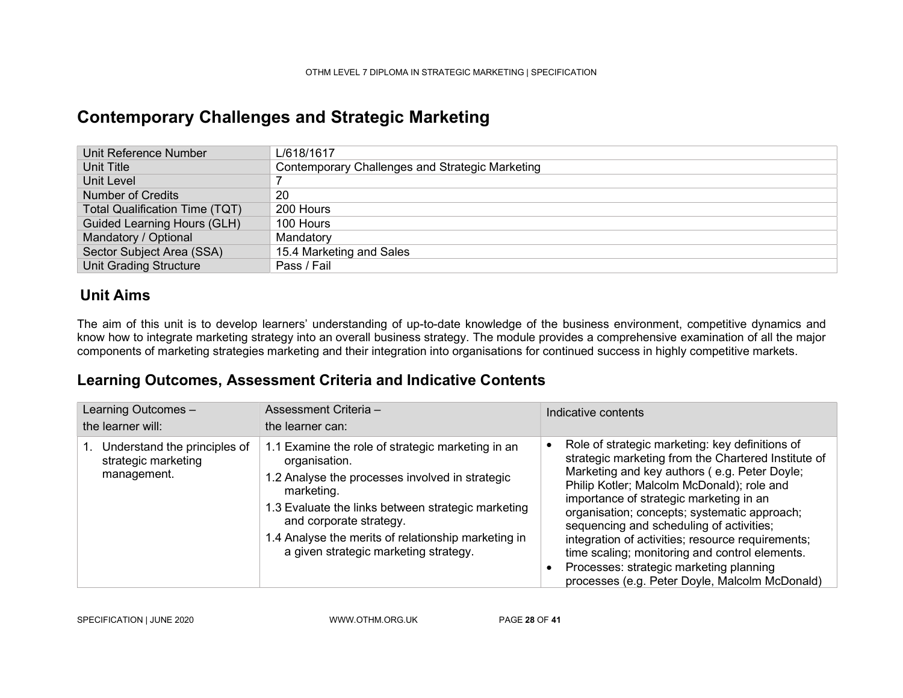# Contemporary Challenges and Strategic Marketing

| Unit Reference Number | L/618/1617 |
|---|---|
| Unit Title | Contemporary Challenges and Strategic Marketing |
| Unit Level | 7 |
| Number of Credits | 20 |
| Total Qualification Time (TQT) | 200 Hours |
| Guided Learning Hours (GLH) | 100 Hours |
| Mandatory / Optional | Mandatory |
| Sector Subject Area (SSA) | 15.4 Marketing and Sales |
| Unit Grading Structure | Pass / Fail |

## Unit Aims

The aim of this unit is to develop learners' understanding of up-to-date knowledge of the business environment, competitive dynamics and know how to integrate marketing strategy into an overall business strategy. The module provides a comprehensive examination of all the major components of marketing strategies marketing and their integration into organisations for continued success in highly competitive markets.

## Learning Outcomes, Assessment Criteria and Indicative Contents

| Learning Outcomes – the learner will: | Assessment Criteria – the learner can: | Indicative contents |
|---|---|---|
| 1. Understand the principles of strategic marketing management. | 1.1 Examine the role of strategic marketing in an organisation.<br>1.2 Analyse the processes involved in strategic marketing.<br>1.3 Evaluate the links between strategic marketing and corporate strategy.<br>1.4 Analyse the merits of relationship marketing in a given strategic marketing strategy. | • Role of strategic marketing: key definitions of strategic marketing from the Chartered Institute of Marketing and key authors ( e.g. Peter Doyle; Philip Kotler; Malcolm McDonald); role and importance of strategic marketing in an organisation; concepts; systematic approach; sequencing and scheduling of activities; integration of activities; resource requirements; time scaling; monitoring and control elements.<br>• Processes: strategic marketing planning processes (e.g. Peter Doyle, Malcolm McDonald) |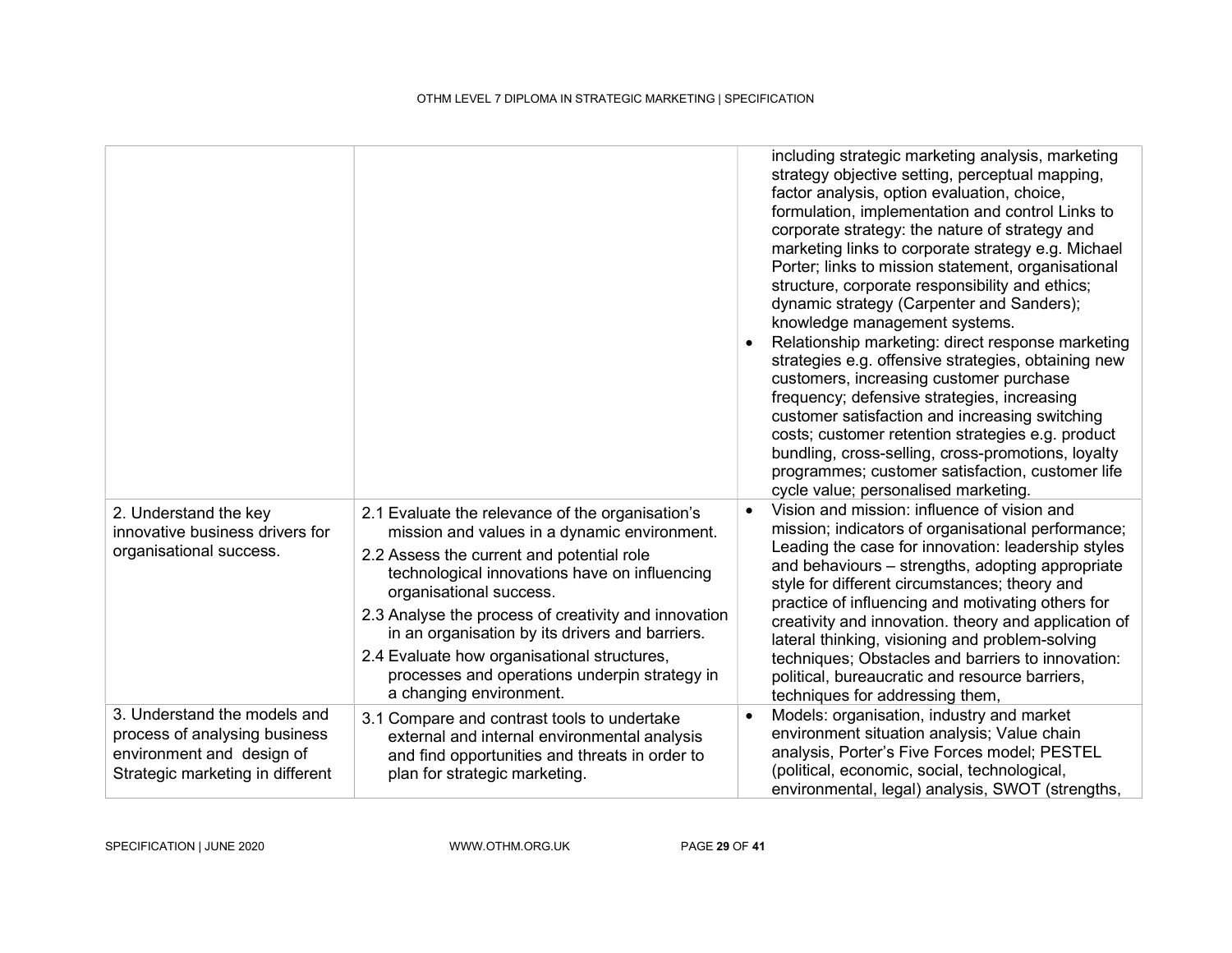| | | |
|---|---|---|
| | | including strategic marketing analysis, marketing strategy objective setting, perceptual mapping, factor analysis, option evaluation, choice, formulation, implementation and control Links to corporate strategy: the nature of strategy and marketing links to corporate strategy e.g. Michael Porter; links to mission statement, organisational structure, corporate responsibility and ethics; dynamic strategy (Carpenter and Sanders); knowledge management systems.<br>• Relationship marketing: direct response marketing strategies e.g. offensive strategies, obtaining new customers, increasing customer purchase frequency; defensive strategies, increasing customer satisfaction and increasing switching costs; customer retention strategies e.g. product bundling, cross-selling, cross-promotions, loyalty programmes; customer satisfaction, customer life cycle value; personalised marketing. |
| 2. Understand the key innovative business drivers for organisational success. | 2.1 Evaluate the relevance of the organisation's mission and values in a dynamic environment.<br>2.2 Assess the current and potential role technological innovations have on influencing organisational success.<br>2.3 Analyse the process of creativity and innovation in an organisation by its drivers and barriers.<br>2.4 Evaluate how organisational structures, processes and operations underpin strategy in a changing environment. | • Vision and mission: influence of vision and mission; indicators of organisational performance; Leading the case for innovation: leadership styles and behaviours – strengths, adopting appropriate style for different circumstances; theory and practice of influencing and motivating others for creativity and innovation. theory and application of lateral thinking, visioning and problem-solving techniques; Obstacles and barriers to innovation: political, bureaucratic and resource barriers, techniques for addressing them, |
| 3. Understand the models and process of analysing business environment and design of Strategic marketing in different | 3.1 Compare and contrast tools to undertake external and internal environmental analysis and find opportunities and threats in order to plan for strategic marketing. | • Models: organisation, industry and market environment situation analysis; Value chain analysis, Porter's Five Forces model; PESTEL (political, economic, social, technological, environmental, legal) analysis, SWOT (strengths, |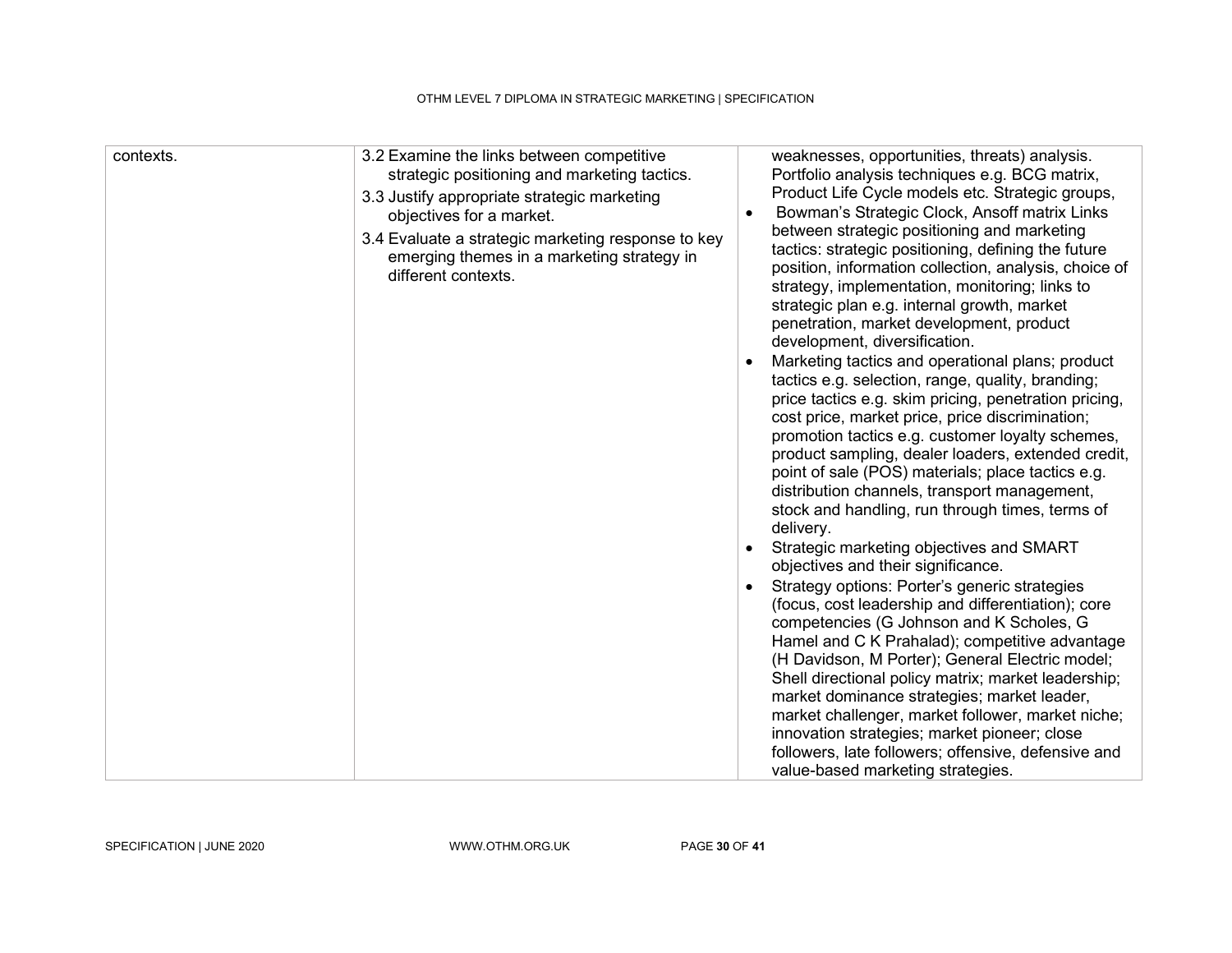| | | |
|---|---|---|
| contexts. | 3.2 Examine the links between competitive strategic positioning and marketing tactics.<br>3.3 Justify appropriate strategic marketing objectives for a market.<br>3.4 Evaluate a strategic marketing response to key emerging themes in a marketing strategy in different contexts. | weaknesses, opportunities, threats) analysis. Portfolio analysis techniques e.g. BCG matrix, Product Life Cycle models etc. Strategic groups,<br>• Bowman's Strategic Clock, Ansoff matrix Links between strategic positioning and marketing tactics: strategic positioning, defining the future position, information collection, analysis, choice of strategy, implementation, monitoring; links to strategic plan e.g. internal growth, market penetration, market development, product development, diversification.<br>• Marketing tactics and operational plans; product tactics e.g. selection, range, quality, branding; price tactics e.g. skim pricing, penetration pricing, cost price, market price, price discrimination; promotion tactics e.g. customer loyalty schemes, product sampling, dealer loaders, extended credit, point of sale (POS) materials; place tactics e.g. distribution channels, transport management, stock and handling, run through times, terms of delivery.<br>• Strategic marketing objectives and SMART objectives and their significance.<br>• Strategy options: Porter's generic strategies (focus, cost leadership and differentiation); core competencies (G Johnson and K Scholes, G Hamel and C K Prahalad); competitive advantage (H Davidson, M Porter); General Electric model; Shell directional policy matrix; market leadership; market dominance strategies; market leader, market challenger, market follower, market niche; innovation strategies; market pioneer; close followers, late followers; offensive, defensive and value-based marketing strategies. |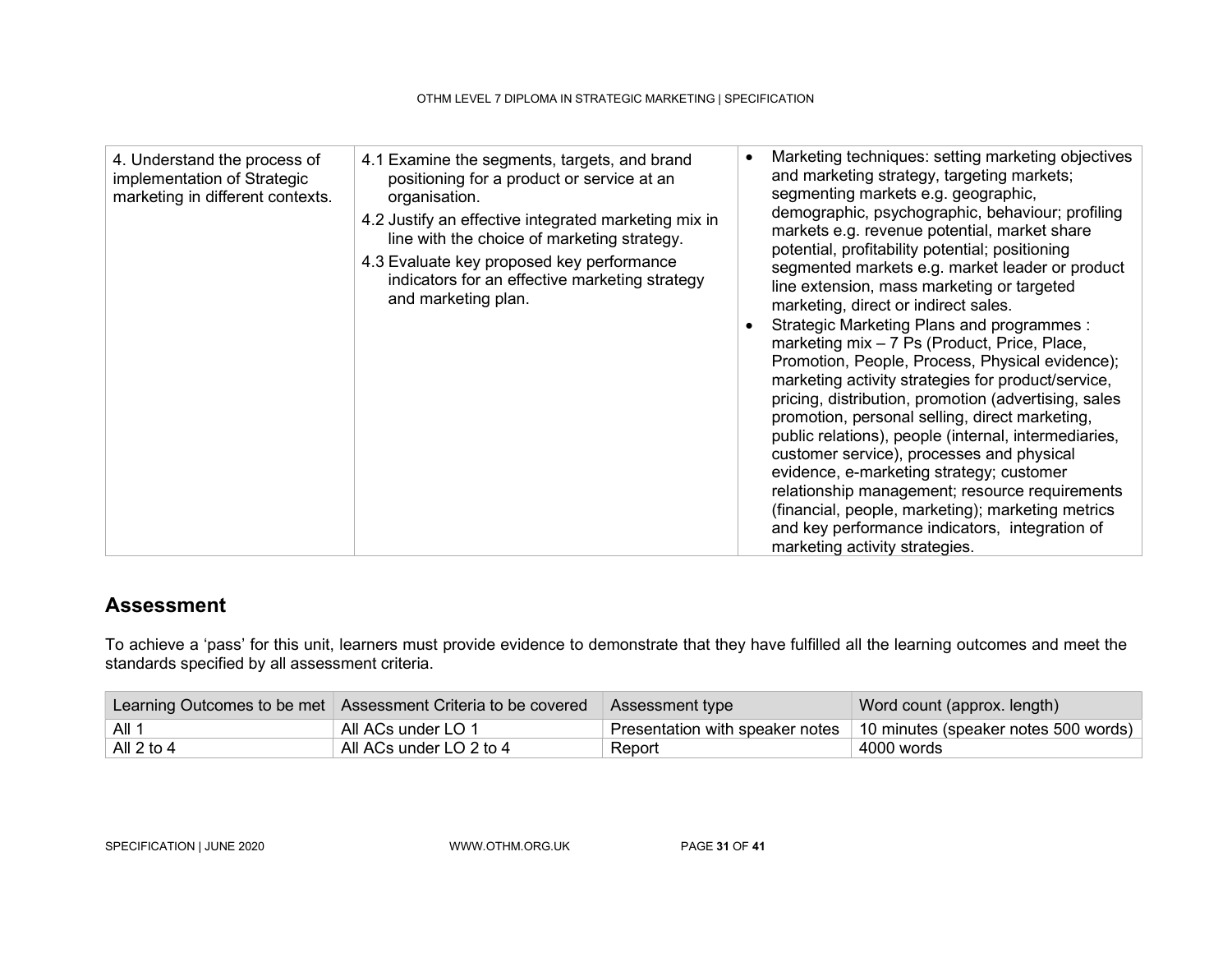| | | |
|---|---|---|
| 4. Understand the process of implementation of Strategic marketing in different contexts. | 4.1 Examine the segments, targets, and brand positioning for a product or service at an organisation.<br>4.2 Justify an effective integrated marketing mix in line with the choice of marketing strategy.<br>4.3 Evaluate key proposed key performance indicators for an effective marketing strategy and marketing plan. | • Marketing techniques: setting marketing objectives and marketing strategy, targeting markets; segmenting markets e.g. geographic, demographic, psychographic, behaviour; profiling markets e.g. revenue potential, market share potential, profitability potential; positioning segmented markets e.g. market leader or product line extension, mass marketing or targeted marketing, direct or indirect sales.<br>• Strategic Marketing Plans and programmes : marketing mix – 7 Ps (Product, Price, Place, Promotion, People, Process, Physical evidence); marketing activity strategies for product/service, pricing, distribution, promotion (advertising, sales promotion, personal selling, direct marketing, public relations), people (internal, intermediaries, customer service), processes and physical evidence, e-marketing strategy; customer relationship management; resource requirements (financial, people, marketing); marketing metrics and key performance indicators, integration of marketing activity strategies. |

## Assessment

To achieve a 'pass' for this unit, learners must provide evidence to demonstrate that they have fulfilled all the learning outcomes and meet the standards specified by all assessment criteria.

| Learning Outcomes to be met | Assessment Criteria to be covered | Assessment type | Word count (approx. length) |
|---|---|---|---|
| All 1 | All ACs under LO 1 | Presentation with speaker notes | 10 minutes (speaker notes 500 words) |
| All 2 to 4 | All ACs under LO 2 to 4 | Report | 4000 words |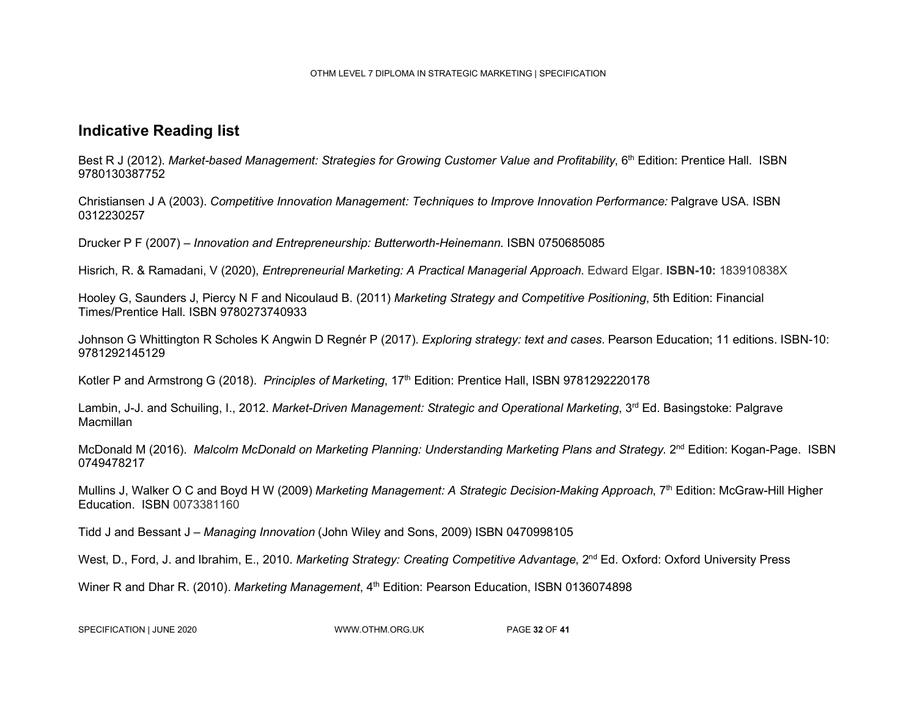## Indicative Reading list

Best R J (2012). *Market-based Management: Strategies for Growing Customer Value and Profitability*, 6th Edition: Prentice Hall. ISBN 9780130387752

Christiansen J A (2003). *Competitive Innovation Management: Techniques to Improve Innovation Performance:* Palgrave USA. ISBN 0312230257

Drucker P F (2007) – *Innovation and Entrepreneurship: Butterworth-Heinemann*. ISBN 0750685085

Hisrich, R. & Ramadani, V (2020), *Entrepreneurial Marketing: A Practical Managerial Approach*. Edward Elgar. **ISBN-10:** 183910838X

Hooley G, Saunders J, Piercy N F and Nicoulaud B. (2011) *Marketing Strategy and Competitive Positioning*, 5th Edition: Financial Times/Prentice Hall. ISBN 9780273740933

Johnson G Whittington R Scholes K Angwin D Regnér P (2017). *Exploring strategy: text and cases*. Pearson Education; 11 editions. ISBN-10: 9781292145129

Kotler P and Armstrong G (2018). *Principles of Marketing*, 17th Edition: Prentice Hall, ISBN 9781292220178

Lambin, J-J. and Schuiling, I., 2012. *Market-Driven Management: Strategic and Operational Marketing*, 3rd Ed. Basingstoke: Palgrave Macmillan

McDonald M (2016). *Malcolm McDonald on Marketing Planning: Understanding Marketing Plans and Strategy.* 2nd Edition: Kogan-Page. ISBN 0749478217

Mullins J, Walker O C and Boyd H W (2009) *Marketing Management: A Strategic Decision-Making Approach*, 7th Edition: McGraw-Hill Higher Education. ISBN 0073381160

Tidd J and Bessant J – *Managing Innovation* (John Wiley and Sons, 2009) ISBN 0470998105

West, D., Ford, J. and Ibrahim, E., 2010. *Marketing Strategy: Creating Competitive Advantage*, 2nd Ed. Oxford: Oxford University Press

Winer R and Dhar R. (2010). *Marketing Management*, 4th Edition: Pearson Education, ISBN 0136074898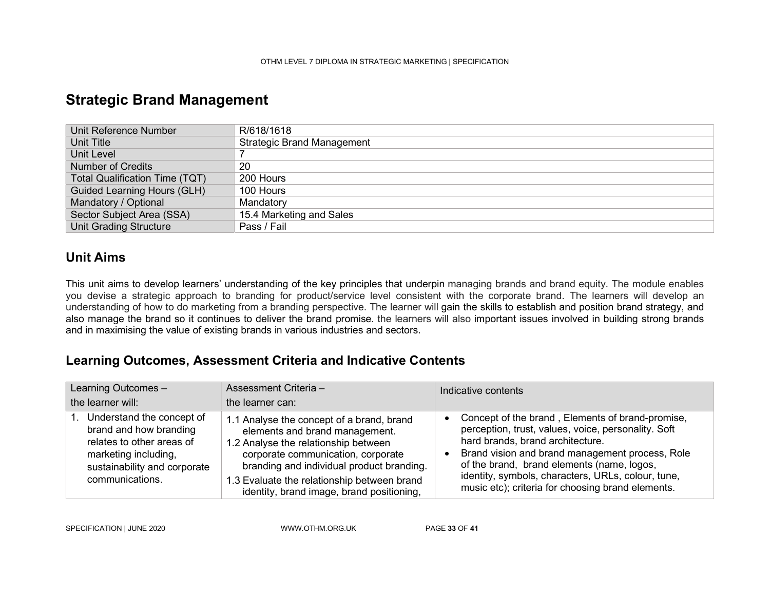# Strategic Brand Management

| Unit Reference Number | R/618/1618 |
|---|---|
| Unit Title | Strategic Brand Management |
| Unit Level | 7 |
| Number of Credits | 20 |
| Total Qualification Time (TQT) | 200 Hours |
| Guided Learning Hours (GLH) | 100 Hours |
| Mandatory / Optional | Mandatory |
| Sector Subject Area (SSA) | 15.4 Marketing and Sales |
| Unit Grading Structure | Pass / Fail |

## Unit Aims

This unit aims to develop learners' understanding of the key principles that underpin managing brands and brand equity. The module enables you devise a strategic approach to branding for product/service level consistent with the corporate brand. The learners will develop an understanding of how to do marketing from a branding perspective. The learner will gain the skills to establish and position brand strategy, and also manage the brand so it continues to deliver the brand promise. the learners will also important issues involved in building strong brands and in maximising the value of existing brands in various industries and sectors.

## Learning Outcomes, Assessment Criteria and Indicative Contents

| Learning Outcomes – the learner will: | Assessment Criteria – the learner can: | Indicative contents |
|---|---|---|
| 1. Understand the concept of brand and how branding relates to other areas of marketing including, sustainability and corporate communications. | 1.1 Analyse the concept of a brand, brand elements and brand management.<br>1.2 Analyse the relationship between corporate communication, corporate branding and individual product branding.<br>1.3 Evaluate the relationship between brand identity, brand image, brand positioning, | • Concept of the brand , Elements of brand-promise, perception, trust, values, voice, personality. Soft hard brands, brand architecture.<br>• Brand vision and brand management process, Role of the brand, brand elements (name, logos, identity, symbols, characters, URLs, colour, tune, music etc); criteria for choosing brand elements. |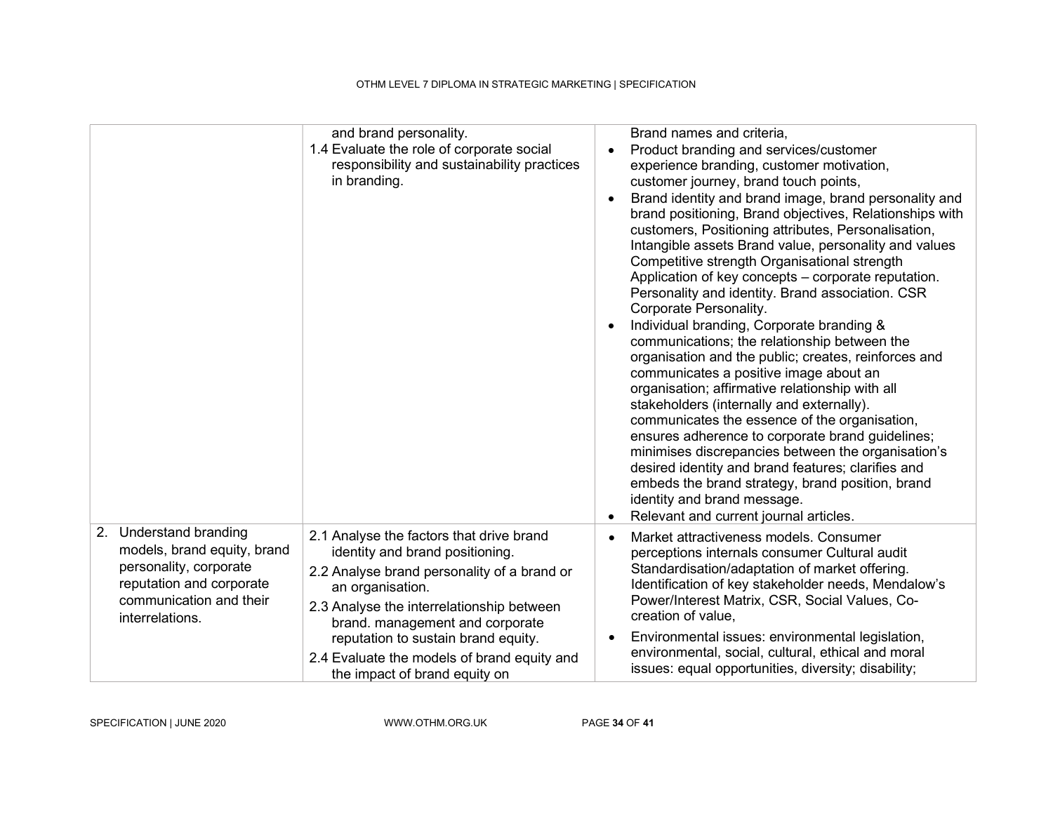| | | |
|---|---|---|
| | and brand personality.<br>1.4 Evaluate the role of corporate social responsibility and sustainability practices in branding. | Brand names and criteria,<br>• Product branding and services/customer experience branding, customer motivation, customer journey, brand touch points,<br>• Brand identity and brand image, brand personality and brand positioning, Brand objectives, Relationships with customers, Positioning attributes, Personalisation, Intangible assets Brand value, personality and values Competitive strength Organisational strength Application of key concepts – corporate reputation. Personality and identity. Brand association. CSR Corporate Personality.<br>• Individual branding, Corporate branding & communications; the relationship between the organisation and the public; creates, reinforces and communicates a positive image about an organisation; affirmative relationship with all stakeholders (internally and externally). communicates the essence of the organisation, ensures adherence to corporate brand guidelines; minimises discrepancies between the organisation's desired identity and brand features; clarifies and embeds the brand strategy, brand position, brand identity and brand message.<br>• Relevant and current journal articles. |
| 2. Understand branding models, brand equity, brand personality, corporate reputation and corporate communication and their interrelations. | 2.1 Analyse the factors that drive brand identity and brand positioning.<br>2.2 Analyse brand personality of a brand or an organisation.<br>2.3 Analyse the interrelationship between brand. management and corporate reputation to sustain brand equity.<br>2.4 Evaluate the models of brand equity and the impact of brand equity on | • Market attractiveness models. Consumer perceptions internals consumer Cultural audit Standardisation/adaptation of market offering. Identification of key stakeholder needs, Mendalow's Power/Interest Matrix, CSR, Social Values, Co-creation of value,<br>• Environmental issues: environmental legislation, environmental, social, cultural, ethical and moral issues: equal opportunities, diversity; disability; |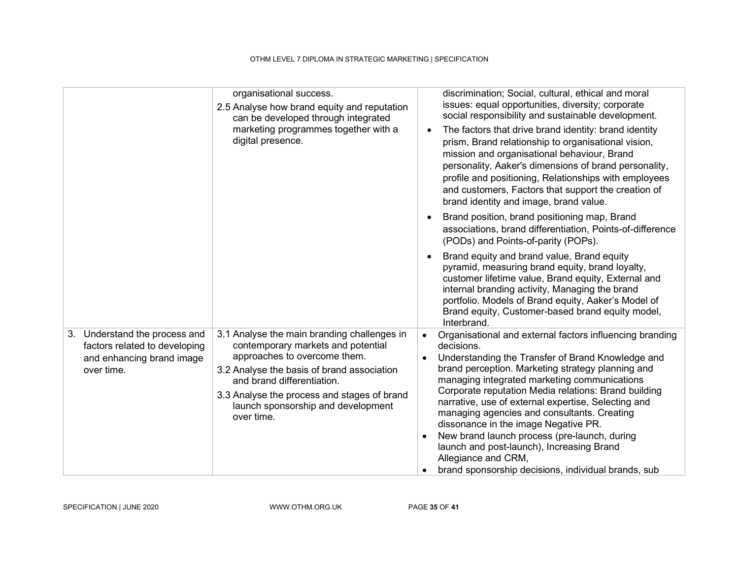| | | |
|---|---|---|
| | organisational success.<br>2.5 Analyse how brand equity and reputation can be developed through integrated marketing programmes together with a digital presence. | discrimination; Social, cultural, ethical and moral issues: equal opportunities, diversity; corporate social responsibility and sustainable development.<br>• The factors that drive brand identity: brand identity prism, Brand relationship to organisational vision, mission and organisational behaviour, Brand personality, Aaker's dimensions of brand personality, profile and positioning, Relationships with employees and customers, Factors that support the creation of brand identity and image, brand value.<br>• Brand position, brand positioning map, Brand associations, brand differentiation, Points-of-difference (PODs) and Points-of-parity (POPs).<br>• Brand equity and brand value, Brand equity pyramid, measuring brand equity, brand loyalty, customer lifetime value, Brand equity, External and internal branding activity, Managing the brand portfolio. Models of Brand equity, Aaker's Model of Brand equity, Customer-based brand equity model, Interbrand. |
| 3. Understand the process and factors related to developing and enhancing brand image over time. | 3.1 Analyse the main branding challenges in contemporary markets and potential approaches to overcome them.<br>3.2 Analyse the basis of brand association and brand differentiation.<br>3.3 Analyse the process and stages of brand launch sponsorship and development over time. | • Organisational and external factors influencing branding decisions.<br>• Understanding the Transfer of Brand Knowledge and brand perception. Marketing strategy planning and managing integrated marketing communications Corporate reputation Media relations: Brand building narrative, use of external expertise, Selecting and managing agencies and consultants. Creating dissonance in the image Negative PR.<br>• New brand launch process (pre-launch, during launch and post-launch), Increasing Brand Allegiance and CRM,<br>• brand sponsorship decisions, individual brands, sub |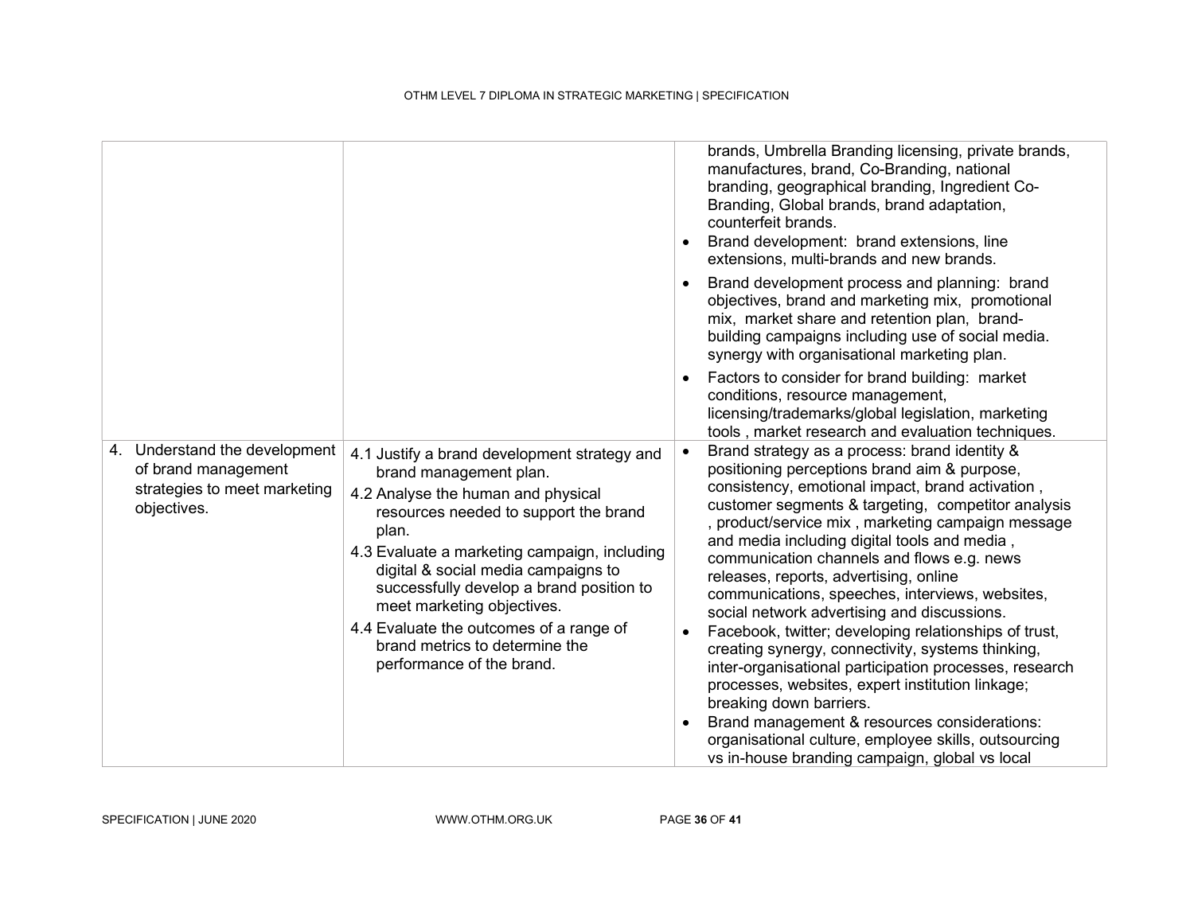| | | |
|---|---|---|
| | | brands, Umbrella Branding licensing, private brands, manufactures, brand, Co-Branding, national branding, geographical branding, Ingredient Co-Branding, Global brands, brand adaptation, counterfeit brands.<br>• Brand development: brand extensions, line extensions, multi-brands and new brands.<br>• Brand development process and planning: brand objectives, brand and marketing mix, promotional mix, market share and retention plan, brand-building campaigns including use of social media. synergy with organisational marketing plan.<br>• Factors to consider for brand building: market conditions, resource management, licensing/trademarks/global legislation, marketing tools , market research and evaluation techniques. |
| 4. Understand the development of brand management strategies to meet marketing objectives. | 4.1 Justify a brand development strategy and brand management plan.<br>4.2 Analyse the human and physical resources needed to support the brand plan.<br>4.3 Evaluate a marketing campaign, including digital & social media campaigns to successfully develop a brand position to meet marketing objectives.<br>4.4 Evaluate the outcomes of a range of brand metrics to determine the performance of the brand. | • Brand strategy as a process: brand identity & positioning perceptions brand aim & purpose, consistency, emotional impact, brand activation , customer segments & targeting, competitor analysis , product/service mix , marketing campaign message and media including digital tools and media , communication channels and flows e.g. news releases, reports, advertising, online communications, speeches, interviews, websites, social network advertising and discussions.<br>• Facebook, twitter; developing relationships of trust, creating synergy, connectivity, systems thinking, inter-organisational participation processes, research processes, websites, expert institution linkage; breaking down barriers.<br>• Brand management & resources considerations: organisational culture, employee skills, outsourcing vs in-house branding campaign, global vs local |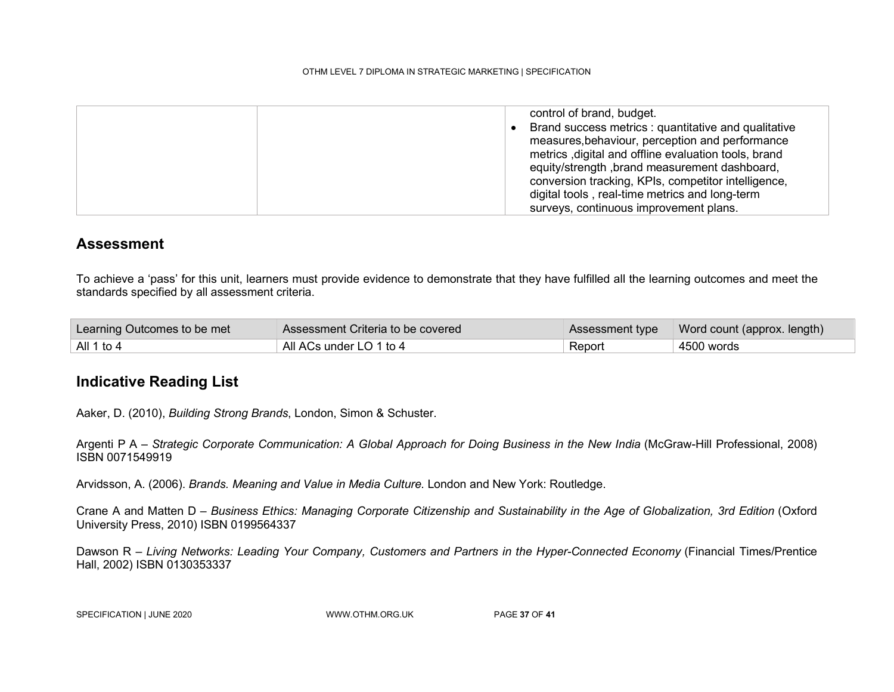| | | control of brand, budget.<br>• Brand success metrics : quantitative and qualitative measures,behaviour, perception and performance metrics ,digital and offline evaluation tools, brand equity/strength ,brand measurement dashboard, conversion tracking, KPIs, competitor intelligence, digital tools , real-time metrics and long-term surveys, continuous improvement plans. |
|---|---|---|

## Assessment

To achieve a 'pass' for this unit, learners must provide evidence to demonstrate that they have fulfilled all the learning outcomes and meet the standards specified by all assessment criteria.

| Learning Outcomes to be met | Assessment Criteria to be covered | Assessment type | Word count (approx. length) |
|---|---|---|---|
| All 1 to 4 | All ACs under LO 1 to 4 | Report | 4500 words |

## Indicative Reading List

Aaker, D. (2010), *Building Strong Brands*, London, Simon & Schuster.

Argenti P A – *Strategic Corporate Communication: A Global Approach for Doing Business in the New India* (McGraw-Hill Professional, 2008) ISBN 0071549919

Arvidsson, A. (2006). *Brands. Meaning and Value in Media Culture*. London and New York: Routledge.

Crane A and Matten D – *Business Ethics: Managing Corporate Citizenship and Sustainability in the Age of Globalization, 3rd Edition* (Oxford University Press, 2010) ISBN 0199564337

Dawson R – *Living Networks: Leading Your Company, Customers and Partners in the Hyper-Connected Economy* (Financial Times/Prentice Hall, 2002) ISBN 0130353337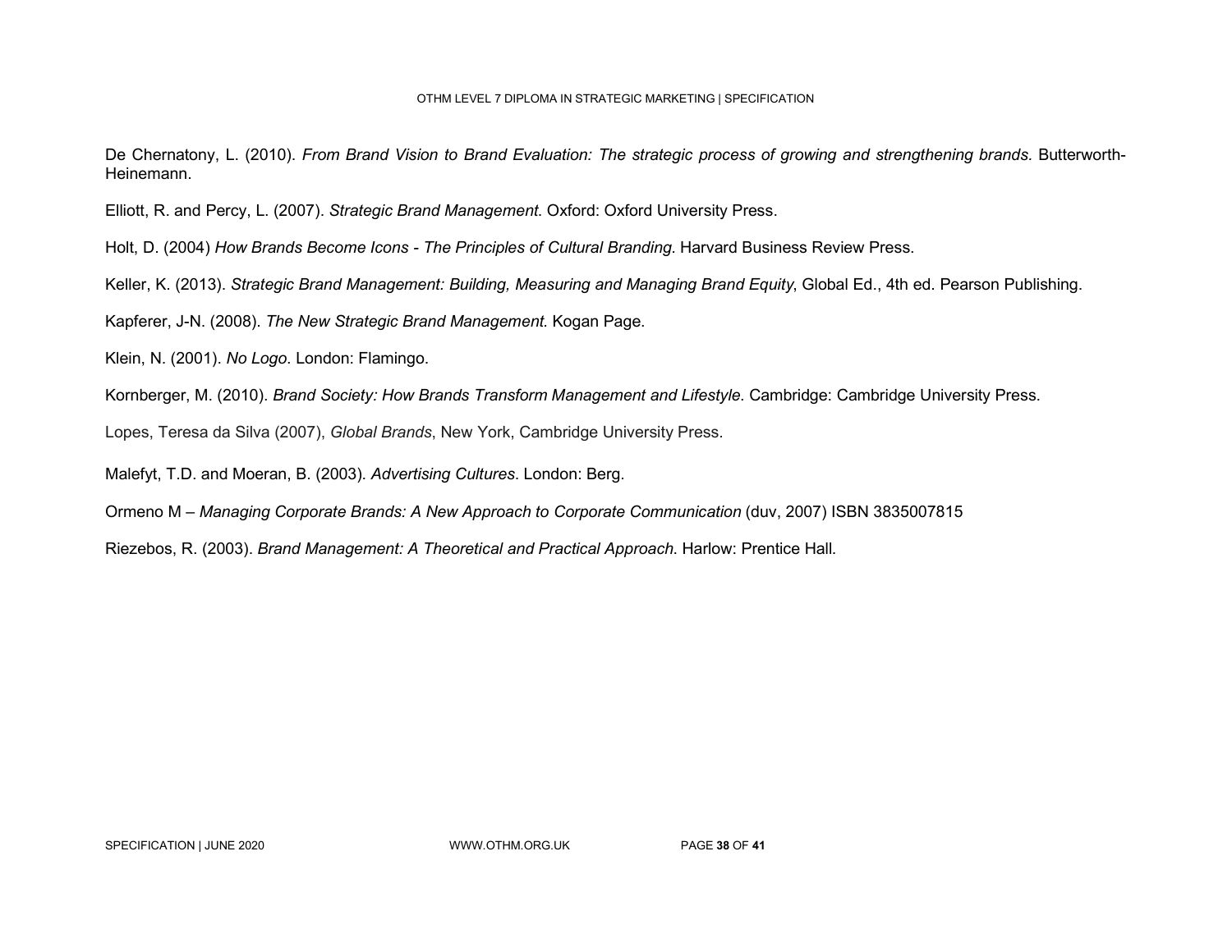De Chernatony, L. (2010). *From Brand Vision to Brand Evaluation: The strategic process of growing and strengthening brands.* Butterworth-Heinemann.

Elliott, R. and Percy, L. (2007). *Strategic Brand Management.* Oxford: Oxford University Press.

Holt, D. (2004) *How Brands Become Icons - The Principles of Cultural Branding.* Harvard Business Review Press.

Keller, K. (2013). *Strategic Brand Management: Building, Measuring and Managing Brand Equity*, Global Ed., 4th ed. Pearson Publishing.

Kapferer, J-N. (2008). *The New Strategic Brand Management.* Kogan Page.

Klein, N. (2001). *No Logo*. London: Flamingo.

Kornberger, M. (2010). *Brand Society: How Brands Transform Management and Lifestyle*. Cambridge: Cambridge University Press.

Lopes, Teresa da Silva (2007), *Global Brands*, New York, Cambridge University Press.

Malefyt, T.D. and Moeran, B. (2003). *Advertising Cultures*. London: Berg.

Ormeno M – *Managing Corporate Brands: A New Approach to Corporate Communication* (duv, 2007) ISBN 3835007815

Riezebos, R. (2003). *Brand Management: A Theoretical and Practical Approach*. Harlow: Prentice Hall.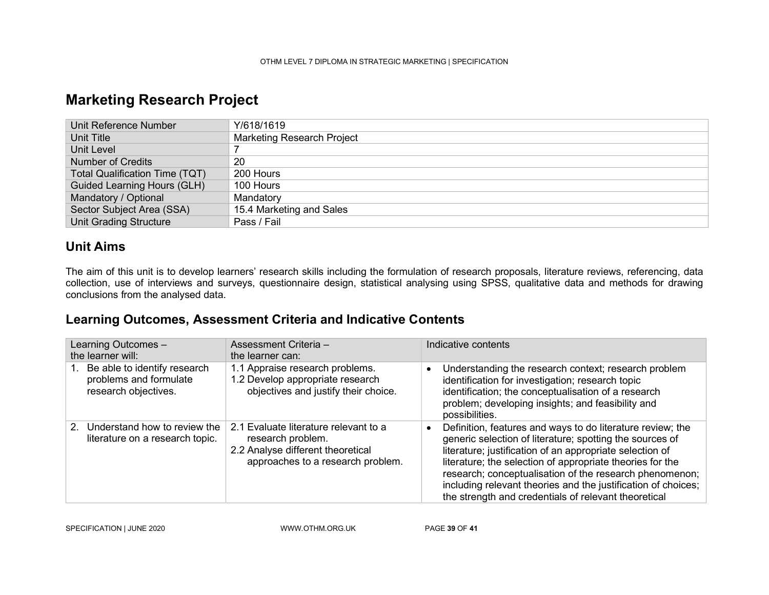# Marketing Research Project

| Unit Reference Number | Y/618/1619 |
|---|---|
| Unit Title | Marketing Research Project |
| Unit Level | 7 |
| Number of Credits | 20 |
| Total Qualification Time (TQT) | 200 Hours |
| Guided Learning Hours (GLH) | 100 Hours |
| Mandatory / Optional | Mandatory |
| Sector Subject Area (SSA) | 15.4 Marketing and Sales |
| Unit Grading Structure | Pass / Fail |

## Unit Aims

The aim of this unit is to develop learners' research skills including the formulation of research proposals, literature reviews, referencing, data collection, use of interviews and surveys, questionnaire design, statistical analysing using SPSS, qualitative data and methods for drawing conclusions from the analysed data.

## Learning Outcomes, Assessment Criteria and Indicative Contents

| Learning Outcomes – the learner will: | Assessment Criteria – the learner can: | Indicative contents |
|---|---|---|
| 1. Be able to identify research problems and formulate research objectives. | 1.1 Appraise research problems.<br>1.2 Develop appropriate research objectives and justify their choice. | • Understanding the research context; research problem identification for investigation; research topic identification; the conceptualisation of a research problem; developing insights; and feasibility and possibilities. |
| 2. Understand how to review the literature on a research topic. | 2.1 Evaluate literature relevant to a research problem.<br>2.2 Analyse different theoretical approaches to a research problem. | • Definition, features and ways to do literature review; the generic selection of literature; spotting the sources of literature; justification of an appropriate selection of literature; the selection of appropriate theories for the research; conceptualisation of the research phenomenon; including relevant theories and the justification of choices; the strength and credentials of relevant theoretical |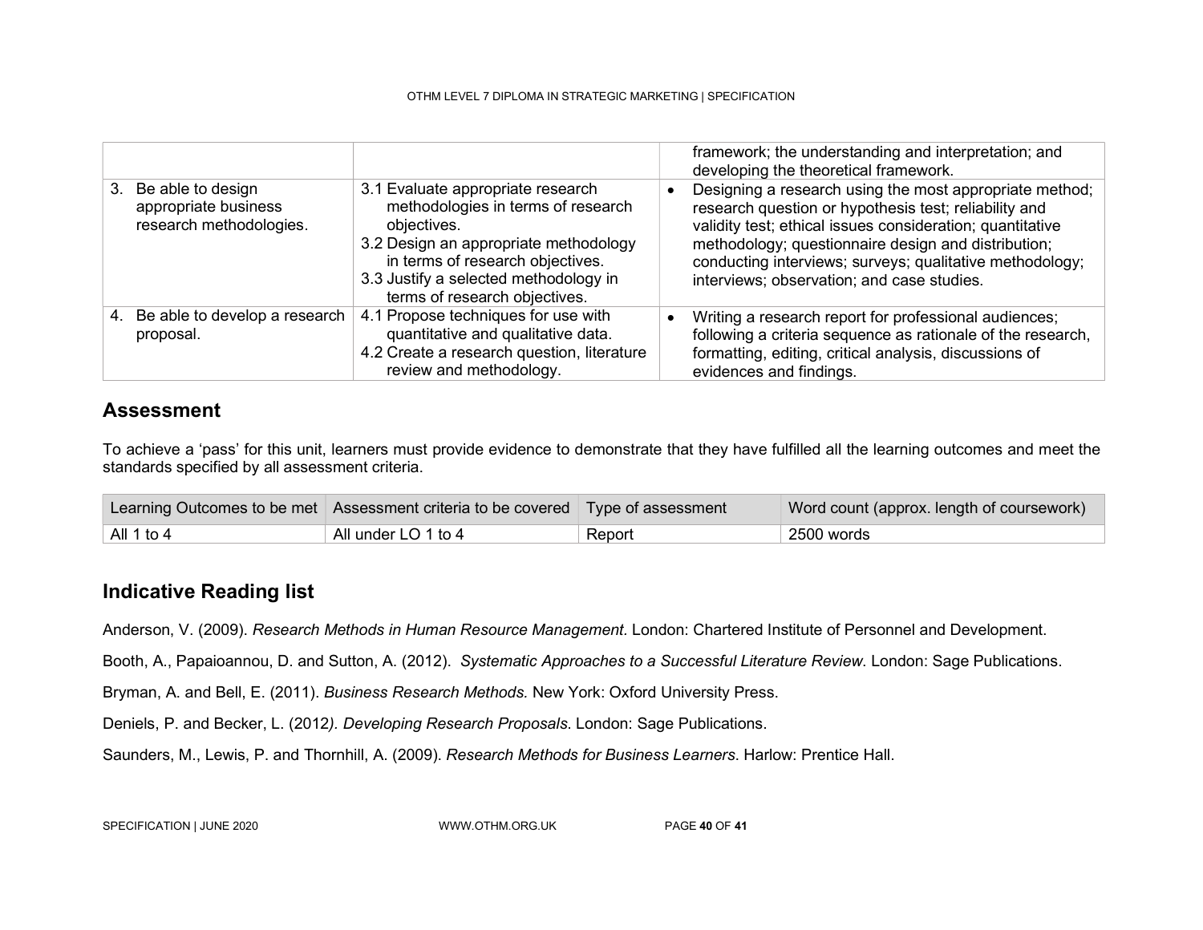| | | |
|---|---|---|
| | | framework; the understanding and interpretation; and developing the theoretical framework. |
| 3. Be able to design appropriate business research methodologies. | 3.1 Evaluate appropriate research methodologies in terms of research objectives.<br>3.2 Design an appropriate methodology in terms of research objectives.<br>3.3 Justify a selected methodology in terms of research objectives. | • Designing a research using the most appropriate method; research question or hypothesis test; reliability and validity test; ethical issues consideration; quantitative methodology; questionnaire design and distribution; conducting interviews; surveys; qualitative methodology; interviews; observation; and case studies. |
| 4. Be able to develop a research proposal. | 4.1 Propose techniques for use with quantitative and qualitative data.<br>4.2 Create a research question, literature review and methodology. | • Writing a research report for professional audiences; following a criteria sequence as rationale of the research, formatting, editing, critical analysis, discussions of evidences and findings. |

## Assessment

To achieve a 'pass' for this unit, learners must provide evidence to demonstrate that they have fulfilled all the learning outcomes and meet the standards specified by all assessment criteria.

| Learning Outcomes to be met | Assessment criteria to be covered | Type of assessment | Word count (approx. length of coursework) |
|---|---|---|---|
| All 1 to 4 | All under LO 1 to 4 | Report | 2500 words |

## Indicative Reading list

Anderson, V. (2009). *Research Methods in Human Resource Management*. London: Chartered Institute of Personnel and Development.

Booth, A., Papaioannou, D. and Sutton, A. (2012). *Systematic Approaches to a Successful Literature Review*. London: Sage Publications.

Bryman, A. and Bell, E. (2011). *Business Research Methods.* New York: Oxford University Press.

Deniels, P. and Becker, L. (2012*). Developing Research Proposals*. London: Sage Publications.

Saunders, M., Lewis, P. and Thornhill, A. (2009). *Research Methods for Business Learners*. Harlow: Prentice Hall.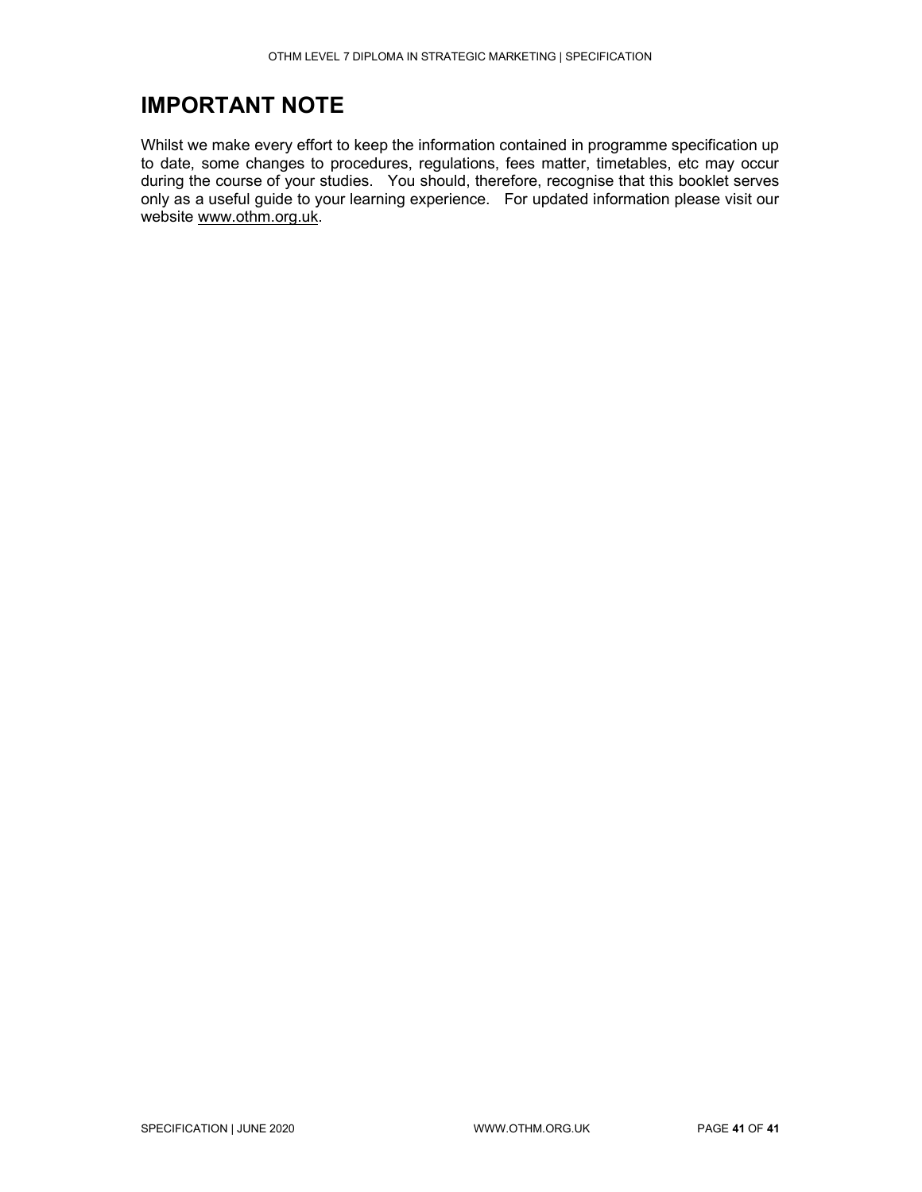# IMPORTANT NOTE

Whilst we make every effort to keep the information contained in programme specification up to date, some changes to procedures, regulations, fees matter, timetables, etc may occur during the course of your studies. You should, therefore, recognise that this booklet serves only as a useful guide to your learning experience. For updated information please visit our website www.othm.org.uk.